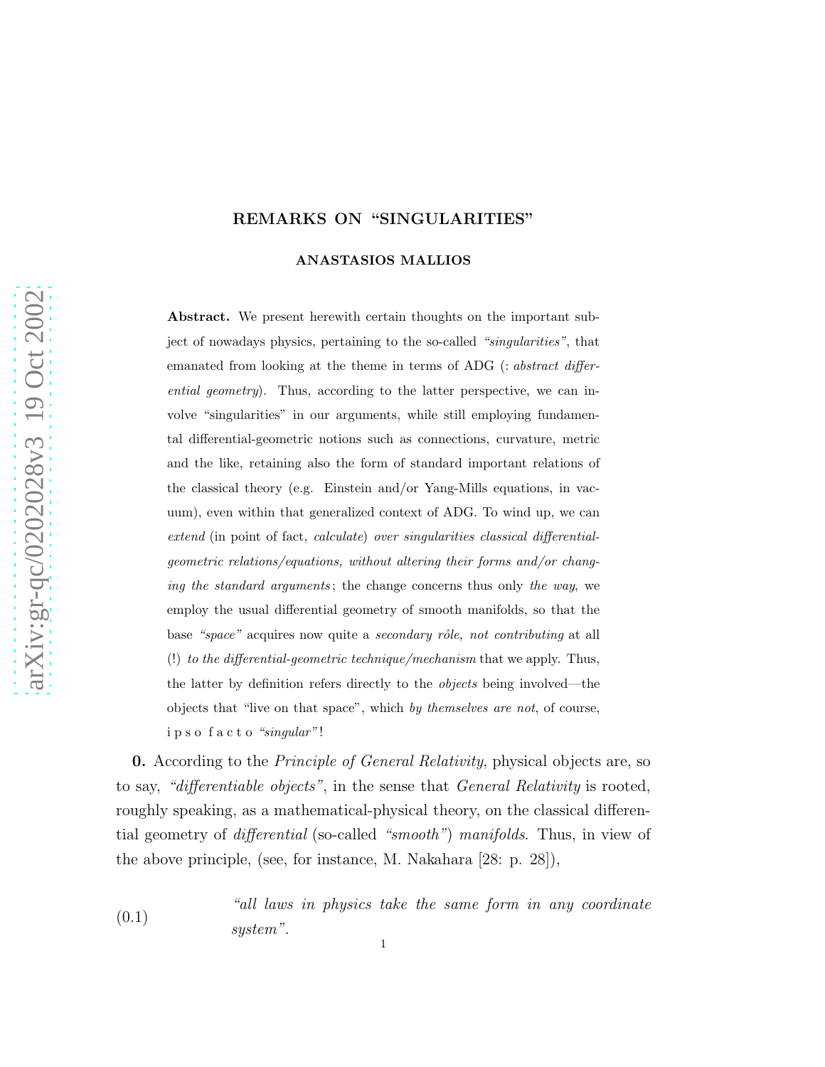# REMARKS ON "SINGULARITIES"

**ANASTASIOS MALLIOS**

**Abstract.** We present herewith certain thoughts on the important subject of nowadays physics, pertaining to the so-called *"singularities"*, that emanated from looking at the theme in terms of ADG (: *abstract differential geometry*). Thus, according to the latter perspective, we can involve "singularities" in our arguments, while still employing fundamental differential-geometric notions such as connections, curvature, metric and the like, retaining also the form of standard important relations of the classical theory (e.g. Einstein and/or Yang-Mills equations, in vacuum), even within that generalized context of ADG. To wind up, we can *extend* (in point of fact, *calculate*) *over singularities classical differential-geometric relations/equations, without altering their forms and/or changing the standard arguments*; the change concerns thus only *the way*, we employ the usual differential geometry of smooth manifolds, so that the base *"space"* acquires now quite a *secondary rôle, not contributing* at all (!) *to the differential-geometric technique/mechanism* that we apply. Thus, the latter by definition refers directly to the *objects* being involved—the objects that "live on that space", which *by themselves are not*, of course, i p s o f a c t o *"singular"*!

**0.** According to the *Principle of General Relativity*, physical objects are, so to say, *"differentiable objects"*, in the sense that *General Relativity* is rooted, roughly speaking, as a mathematical-physical theory, on the classical differential geometry of *differential* (so-called *"smooth"*) *manifolds*. Thus, in view of the above principle, (see, for instance, M. Nakahara [28: p. 28]),

(0.1) *"all laws in physics take the same form in any coordinate system".*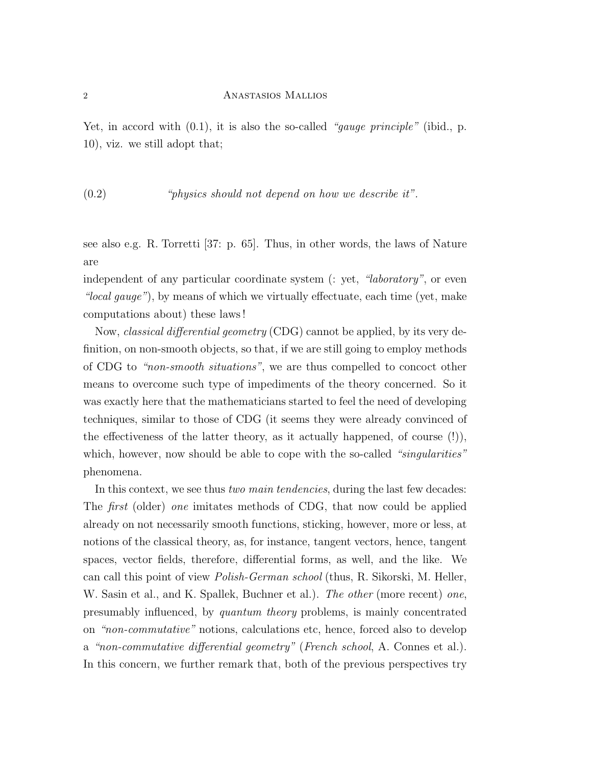Yet, in accord with (0.1), it is also the so-called *"gauge principle"* (ibid., p. 10), viz. we still adopt that;

$$\text{(0.2)} \qquad \textit{"physics should not depend on how we describe it".}$$

see also e.g. R. Torretti [37: p. 65]. Thus, in other words, the laws of Nature are independent of any particular coordinate system (: yet, *"laboratory"*, or even *"local gauge"*), by means of which we virtually effectuate, each time (yet, make computations about) these laws!

Now, *classical differential geometry* (CDG) cannot be applied, by its very definition, on non-smooth objects, so that, if we are still going to employ methods of CDG to *"non-smooth situations"*, we are thus compelled to concoct other means to overcome such type of impediments of the theory concerned. So it was exactly here that the mathematicians started to feel the need of developing techniques, similar to those of CDG (it seems they were already convinced of the effectiveness of the latter theory, as it actually happened, of course (!)), which, however, now should be able to cope with the so-called *"singularities"* phenomena.

In this context, we see thus *two main tendencies*, during the last few decades: The *first* (older) *one* imitates methods of CDG, that now could be applied already on not necessarily smooth functions, sticking, however, more or less, at notions of the classical theory, as, for instance, tangent vectors, hence, tangent spaces, vector fields, therefore, differential forms, as well, and the like. We can call this point of view *Polish-German school* (thus, R. Sikorski, M. Heller, W. Sasin et al., and K. Spallek, Buchner et al.). *The other* (more recent) *one*, presumably influenced, by *quantum theory* problems, is mainly concentrated on *"non-commutative"* notions, calculations etc, hence, forced also to develop a *"non-commutative differential geometry"* (*French school*, A. Connes et al.). In this concern, we further remark that, both of the previous perspectives try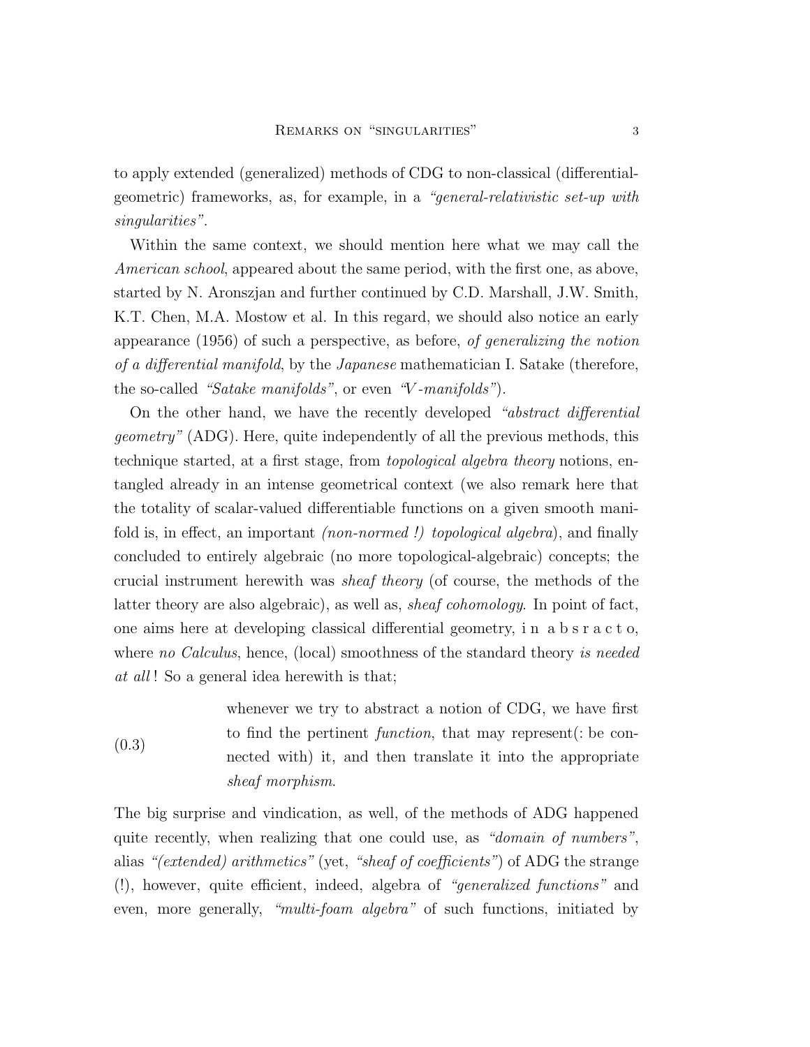to apply extended (generalized) methods of CDG to non-classical (differential-geometric) frameworks, as, for example, in a *"general-relativistic set-up with singularities"*.

Within the same context, we should mention here what we may call the *American school*, appeared about the same period, with the first one, as above, started by N. Aronszjan and further continued by C.D. Marshall, J.W. Smith, K.T. Chen, M.A. Mostow et al. In this regard, we should also notice an early appearance (1956) of such a perspective, as before, *of generalizing the notion of a differential manifold*, by the *Japanese* mathematician I. Satake (therefore, the so-called *"Satake manifolds"*, or even *"V-manifolds"*).

On the other hand, we have the recently developed *"abstract differential geometry"* (ADG). Here, quite independently of all the previous methods, this technique started, at a first stage, from *topological algebra theory* notions, entangled already in an intense geometrical context (we also remark here that the totality of scalar-valued differentiable functions on a given smooth manifold is, in effect, an important *(non-normed !) topological algebra*), and finally concluded to entirely algebraic (no more topological-algebraic) concepts; the crucial instrument herewith was *sheaf theory* (of course, the methods of the latter theory are also algebraic), as well as, *sheaf cohomology*. In point of fact, one aims here at developing classical differential geometry, i n a b s r a c t o, where *no Calculus*, hence, (local) smoothness of the standard theory *is needed at all* ! So a general idea herewith is that;

(0.3) whenever we try to abstract a notion of CDG, we have first to find the pertinent *function*, that may represent(: be connected with) it, and then translate it into the appropriate *sheaf morphism*.

The big surprise and vindication, as well, of the methods of ADG happened quite recently, when realizing that one could use, as *"domain of numbers"*, alias *"(extended) arithmetics"* (yet, *"sheaf of coefficients"*) of ADG the strange (!), however, quite efficient, indeed, algebra of *"generalized functions"* and even, more generally, *"multi-foam algebra"* of such functions, initiated by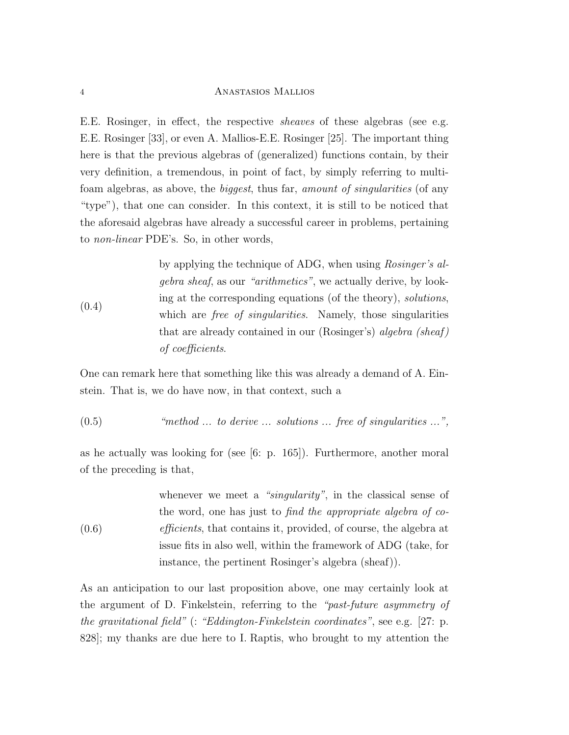E.E. Rosinger, in effect, the respective *sheaves* of these algebras (see e.g. E.E. Rosinger [33], or even A. Mallios-E.E. Rosinger [25]. The important thing here is that the previous algebras of (generalized) functions contain, by their very definition, a tremendous, in point of fact, by simply referring to multi-foam algebras, as above, the *biggest*, thus far, *amount of singularities* (of any "type"), that one can consider. In this context, it is still to be noticed that the aforesaid algebras have already a successful career in problems, pertaining to *non-linear* PDE's. So, in other words,

(0.4) by applying the technique of ADG, when using *Rosinger's algebra sheaf*, as our *"arithmetics"*, we actually derive, by looking at the corresponding equations (of the theory), *solutions*, which are *free of singularities*. Namely, those singularities that are already contained in our (Rosinger's) *algebra (sheaf) of coefficients*.

One can remark here that something like this was already a demand of A. Einstein. That is, we do have now, in that context, such a

(0.5) *"method ... to derive ... solutions ... free of singularities ..."*,

as he actually was looking for (see [6: p. 165]). Furthermore, another moral of the preceding is that,

(0.6) whenever we meet a *"singularity"*, in the classical sense of the word, one has just to *find the appropriate algebra of coefficients*, that contains it, provided, of course, the algebra at issue fits in also well, within the framework of ADG (take, for instance, the pertinent Rosinger's algebra (sheaf)).

As an anticipation to our last proposition above, one may certainly look at the argument of D. Finkelstein, referring to the *"past-future asymmetry of the gravitational field"* (: *"Eddington-Finkelstein coordinates"*, see e.g. [27: p. 828]; my thanks are due here to I. Raptis, who brought to my attention the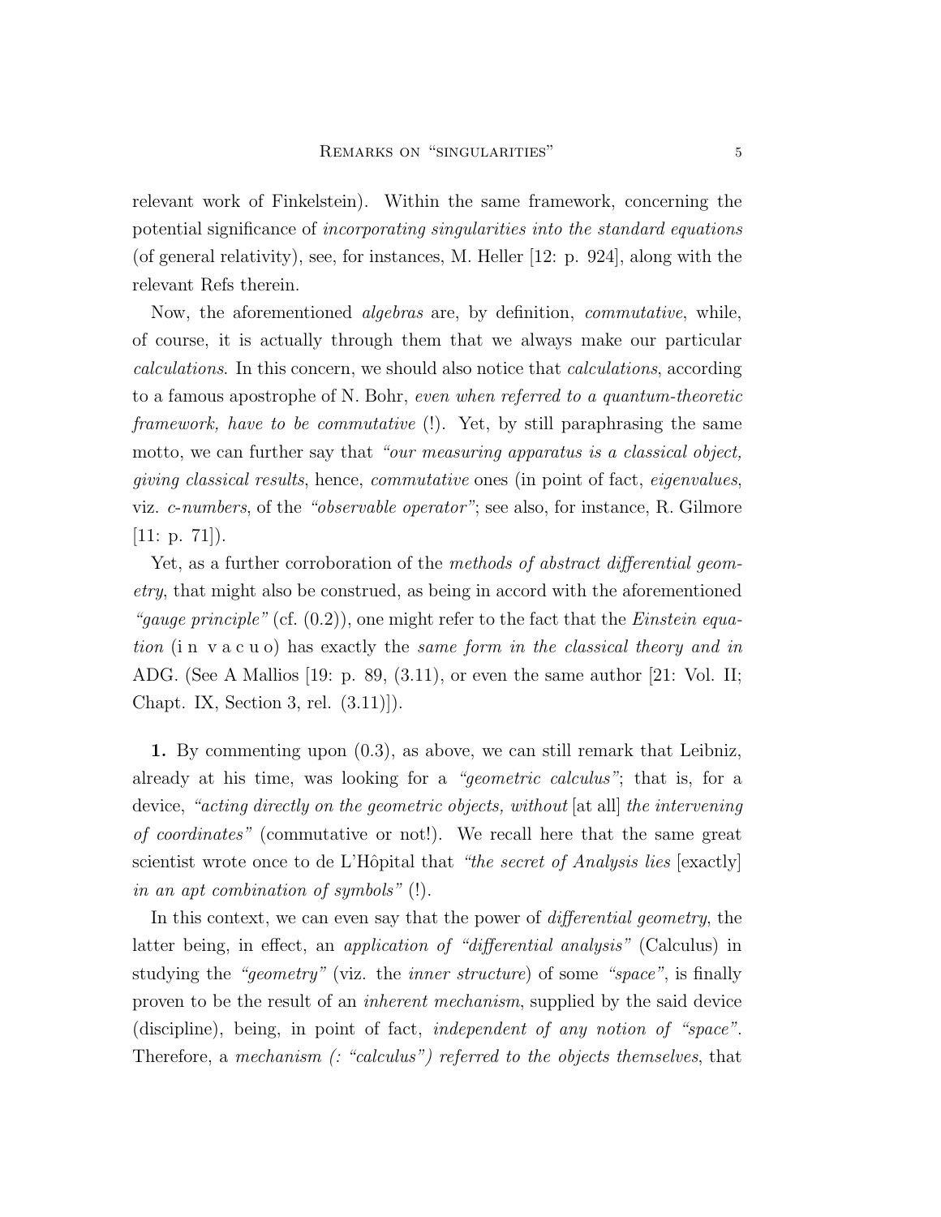relevant work of Finkelstein). Within the same framework, concerning the potential significance of *incorporating singularities into the standard equations* (of general relativity), see, for instances, M. Heller [12: p. 924], along with the relevant Refs therein.

Now, the aforementioned *algebras* are, by definition, *commutative*, while, of course, it is actually through them that we always make our particular *calculations*. In this concern, we should also notice that *calculations*, according to a famous apostrophe of N. Bohr, *even when referred to a quantum-theoretic framework, have to be commutative* (!). Yet, by still paraphrasing the same motto, we can further say that *"our measuring apparatus is a classical object, giving classical results*, hence, *commutative* ones (in point of fact, *eigenvalues*, viz. *c-numbers*, of the *"observable operator"*; see also, for instance, R. Gilmore [11: p. 71]).

Yet, as a further corroboration of the *methods of abstract differential geometry*, that might also be construed, as being in accord with the aforementioned *"gauge principle"* (cf. (0.2)), one might refer to the fact that the *Einstein equation* (i n v a c u o) has exactly the *same form in the classical theory and in* ADG. (See A Mallios [19: p. 89, (3.11), or even the same author [21: Vol. II; Chapt. IX, Section 3, rel. (3.11)]).

**1.** By commenting upon (0.3), as above, we can still remark that Leibniz, already at his time, was looking for a *"geometric calculus"*; that is, for a device, *"acting directly on the geometric objects, without* [at all] *the intervening of coordinates"* (commutative or not!). We recall here that the same great scientist wrote once to de L'Hôpital that *"the secret of Analysis lies* [exactly] *in an apt combination of symbols"* (!).

In this context, we can even say that the power of *differential geometry*, the latter being, in effect, an *application of "differential analysis"* (Calculus) in studying the *"geometry"* (viz. the *inner structure*) of some *"space"*, is finally proven to be the result of an *inherent mechanism*, supplied by the said device (discipline), being, in point of fact, *independent of any notion of "space"*. Therefore, a *mechanism (: "calculus") referred to the objects themselves*, that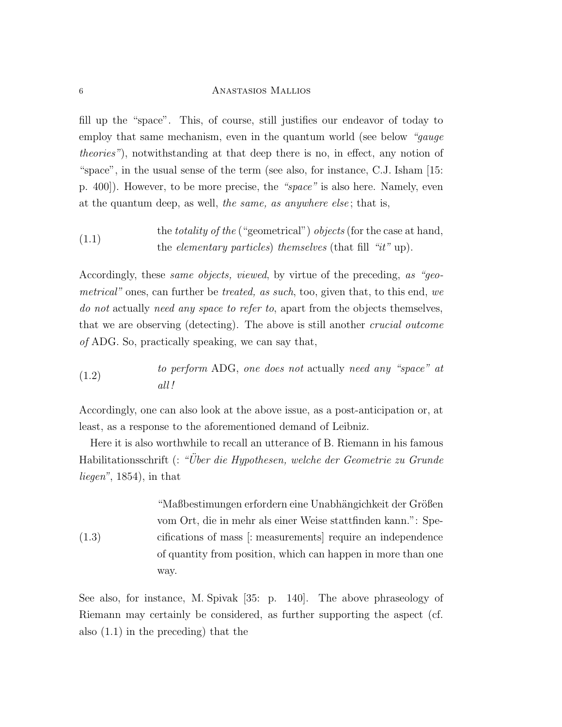fill up the "space". This, of course, still justifies our endeavor of today to employ that same mechanism, even in the quantum world (see below *"gauge theories"*), notwithstanding at that deep there is no, in effect, any notion of "space", in the usual sense of the term (see also, for instance, C.J. Isham [15: p. 400]). However, to be more precise, the *"space"* is also here. Namely, even at the quantum deep, as well, *the same, as anywhere else*; that is,

(1.1) the *totality of the* ("geometrical") *objects* (for the case at hand, the *elementary particles*) *themselves* (that fill *"it"* up).

Accordingly, these *same objects, viewed*, by virtue of the preceding, *as "geometrical"* ones, can further be *treated, as such*, too, given that, to this end, *we do not* actually *need any space to refer to*, apart from the objects themselves, that we are observing (detecting). The above is still another *crucial outcome of* ADG. So, practically speaking, we can say that,

(1.2) *to perform* ADG, *one does not* actually *need any "space" at all!*

Accordingly, one can also look at the above issue, as a post-anticipation or, at least, as a response to the aforementioned demand of Leibniz.

Here it is also worthwhile to recall an utterance of B. Riemann in his famous Habilitationsschrift (: *"Über die Hypothesen, welche der Geometrie zu Grunde liegen"*, 1854), in that

(1.3) "Maßbestimungen erfordern eine Unabhängichkeit der Größen vom Ort, die in mehr als einer Weise stattfinden kann.": Specifications of mass [: measurements] require an independence of quantity from position, which can happen in more than one way.

See also, for instance, M. Spivak [35: p. 140]. The above phraseology of Riemann may certainly be considered, as further supporting the aspect (cf. also (1.1) in the preceding) that the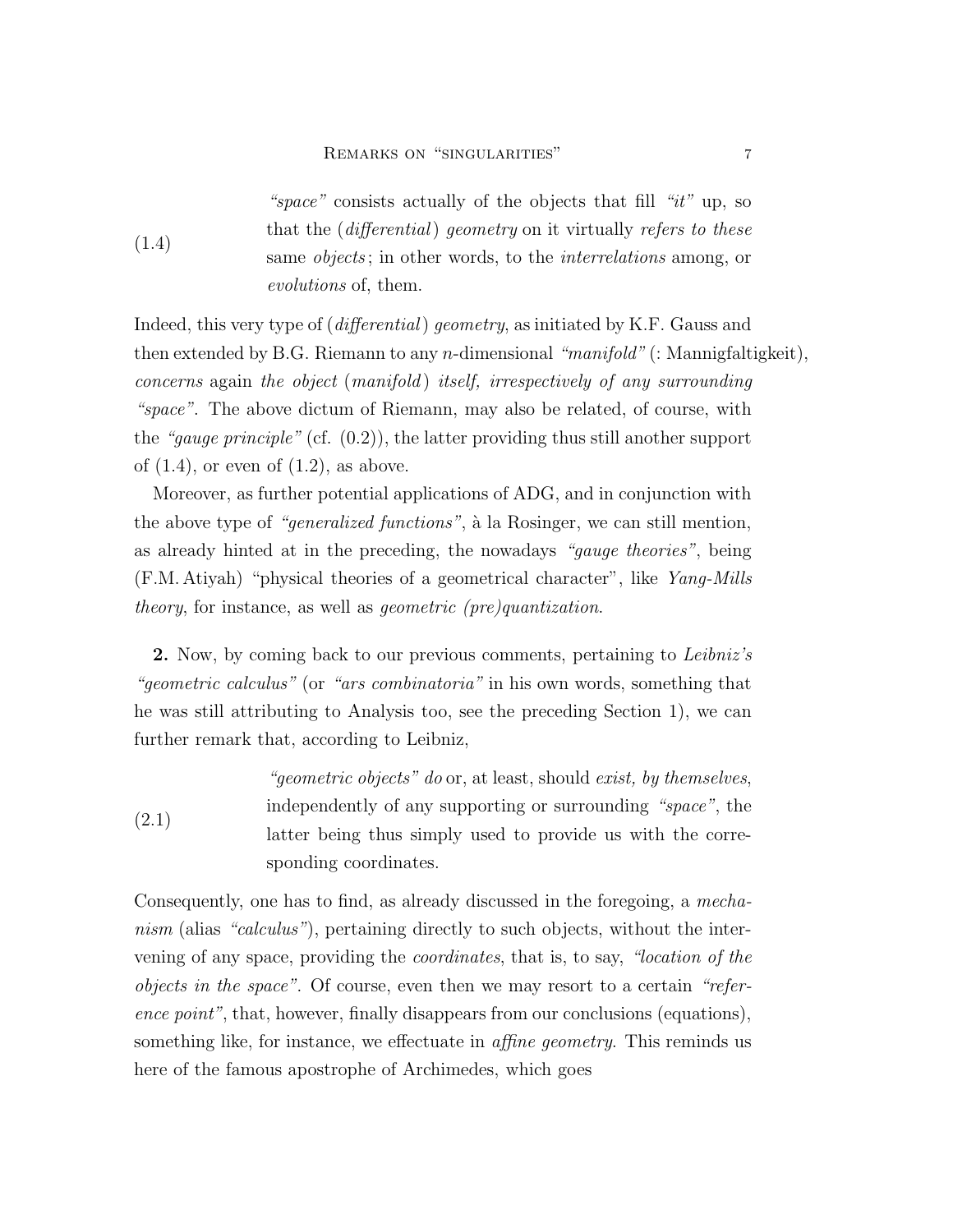(1.4) *"space"* consists actually of the objects that fill *"it"* up, so that the (*differential*) *geometry* on it virtually *refers to these* same *objects*; in other words, to the *interrelations* among, or *evolutions* of, them.

Indeed, this very type of (*differential*) *geometry*, as initiated by K.F. Gauss and then extended by B.G. Riemann to any $n$-dimensional *"manifold"* (: Mannigfaltigkeit), *concerns* again *the object* (*manifold*) *itself, irrespectively of any surrounding "space"*. The above dictum of Riemann, may also be related, of course, with the *"gauge principle"* (cf. (0.2)), the latter providing thus still another support of (1.4), or even of (1.2), as above.

Moreover, as further potential applications of ADG, and in conjunction with the above type of *"generalized functions"*, à la Rosinger, we can still mention, as already hinted at in the preceding, the nowadays *"gauge theories"*, being (F.M. Atiyah) "physical theories of a geometrical character", like *Yang-Mills theory*, for instance, as well as *geometric (pre)quantization*.

**2.** Now, by coming back to our previous comments, pertaining to *Leibniz's "geometric calculus"* (or *"ars combinatoria"* in his own words, something that he was still attributing to Analysis too, see the preceding Section 1), we can further remark that, according to Leibniz,

(2.1) *"geometric objects" do* or, at least, should *exist, by themselves*, independently of any supporting or surrounding *"space"*, the latter being thus simply used to provide us with the corresponding coordinates.

Consequently, one has to find, as already discussed in the foregoing, a *mechanism* (alias *"calculus"*), pertaining directly to such objects, without the intervening of any space, providing the *coordinates*, that is, to say, *"location of the objects in the space"*. Of course, even then we may resort to a certain *"reference point"*, that, however, finally disappears from our conclusions (equations), something like, for instance, we effectuate in *affine geometry*. This reminds us here of the famous apostrophe of Archimedes, which goes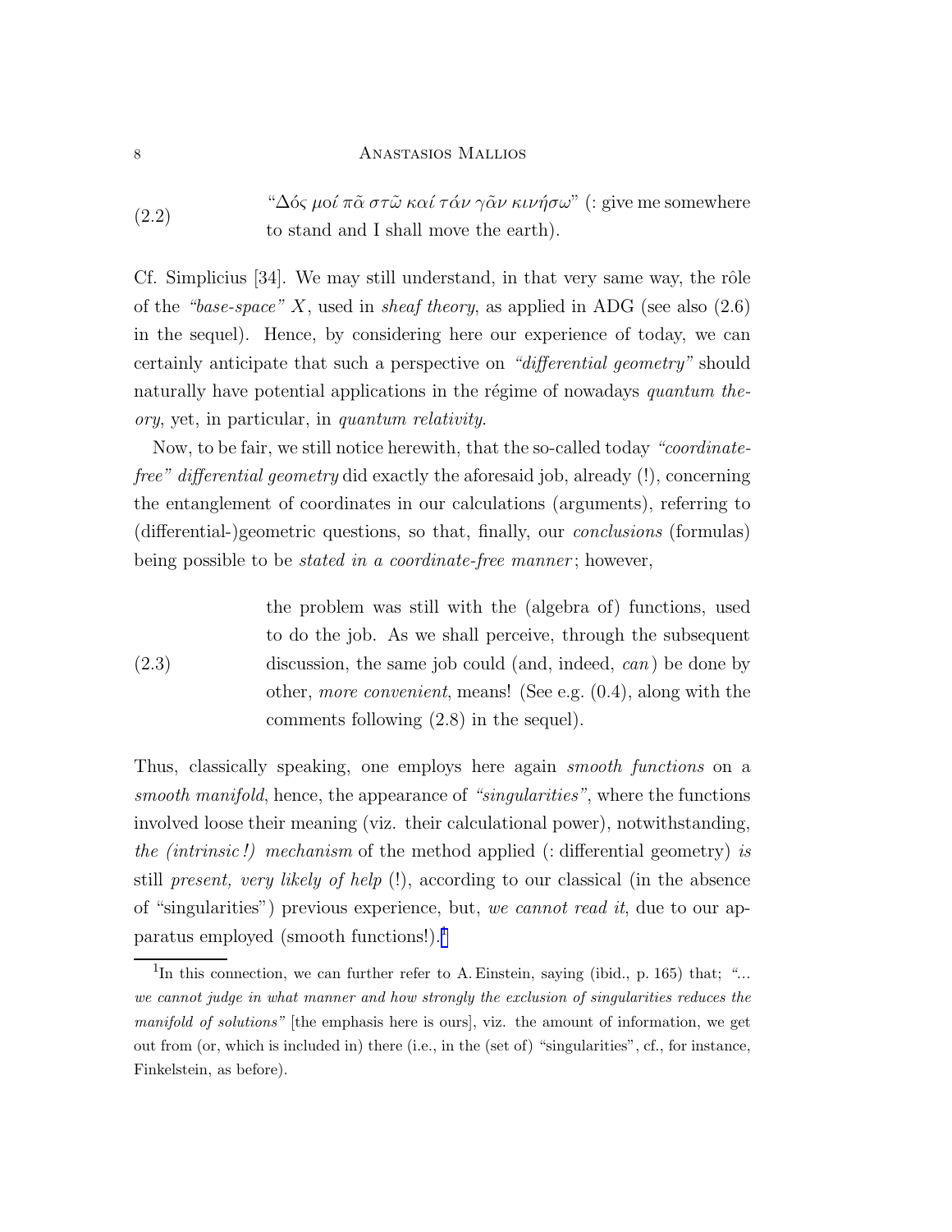(2.2) "$\Delta \acute{o} \varsigma\ \mu o \acute{\iota}\ \pi \tilde{\alpha}\ \sigma \tau \tilde{\omega}\ \kappa \alpha \acute{\iota}\ \tau \acute{\alpha} \nu\ \gamma \tilde{\alpha} \nu\ \kappa \iota \nu \acute{\eta} \sigma \omega$" (: give me somewhere to stand and I shall move the earth).

Cf. Simplicius [34]. We may still understand, in that very same way, the rôle of the *"base-space"* $X$, used in *sheaf theory*, as applied in ADG (see also (2.6) in the sequel). Hence, by considering here our experience of today, we can certainly anticipate that such a perspective on *"differential geometry"* should naturally have potential applications in the régime of nowadays *quantum theory*, yet, in particular, in *quantum relativity*.

Now, to be fair, we still notice herewith, that the so-called today *"coordinate-free" differential geometry* did exactly the aforesaid job, already (!), concerning the entanglement of coordinates in our calculations (arguments), referring to (differential-)geometric questions, so that, finally, our *conclusions* (formulas) being possible to be *stated in a coordinate-free manner*; however,

(2.3) the problem was still with the (algebra of) functions, used to do the job. As we shall perceive, through the subsequent discussion, the same job could (and, indeed, *can*) be done by other, *more convenient*, means! (See e.g. (0.4), along with the comments following (2.8) in the sequel).

Thus, classically speaking, one employs here again *smooth functions* on a *smooth manifold*, hence, the appearance of *"singularities"*, where the functions involved loose their meaning (viz. their calculational power), notwithstanding, *the (intrinsic!) mechanism* of the method applied (: differential geometry) *is* still *present, very likely of help* (!), according to our classical (in the absence of "singularities") previous experience, but, *we cannot read it*, due to our apparatus employed (smooth functions!).[1]

[1] In this connection, we can further refer to A. Einstein, saying (ibid., p. 165) that; *"... we cannot judge in what manner and how strongly the exclusion of singularities reduces the manifold of solutions"* [the emphasis here is ours], viz. the amount of information, we get out from (or, which is included in) there (i.e., in the (set of) "singularities", cf., for instance, Finkelstein, as before).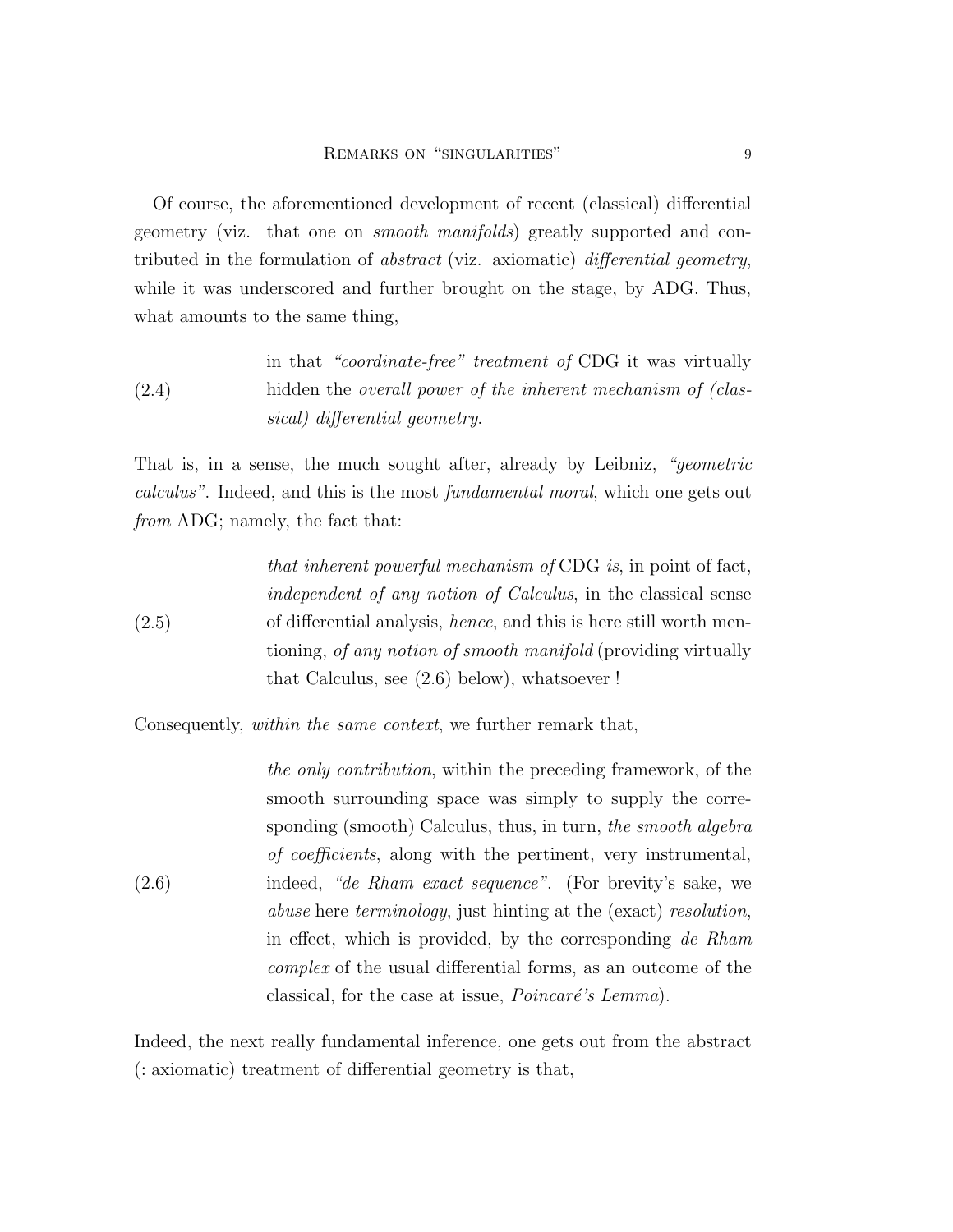Of course, the aforementioned development of recent (classical) differential geometry (viz. that one on *smooth manifolds*) greatly supported and contributed in the formulation of *abstract* (viz. axiomatic) *differential geometry*, while it was underscored and further brought on the stage, by ADG. Thus, what amounts to the same thing,

(2.4) in that *"coordinate-free" treatment of* CDG it was virtually hidden the *overall power of the inherent mechanism of (classical) differential geometry*.

That is, in a sense, the much sought after, already by Leibniz, *"geometric calculus"*. Indeed, and this is the most *fundamental moral*, which one gets out *from* ADG; namely, the fact that:

(2.5) *that inherent powerful mechanism of* CDG *is*, in point of fact, *independent of any notion of Calculus*, in the classical sense of differential analysis, *hence*, and this is here still worth mentioning, *of any notion of smooth manifold* (providing virtually that Calculus, see (2.6) below), whatsoever !

Consequently, *within the same context*, we further remark that,

(2.6) *the only contribution*, within the preceding framework, of the smooth surrounding space was simply to supply the corresponding (smooth) Calculus, thus, in turn, *the smooth algebra of coefficients*, along with the pertinent, very instrumental, indeed, *"de Rham exact sequence"*. (For brevity's sake, we *abuse* here *terminology*, just hinting at the (exact) *resolution*, in effect, which is provided, by the corresponding *de Rham complex* of the usual differential forms, as an outcome of the classical, for the case at issue, *Poincaré's Lemma*).

Indeed, the next really fundamental inference, one gets out from the abstract (: axiomatic) treatment of differential geometry is that,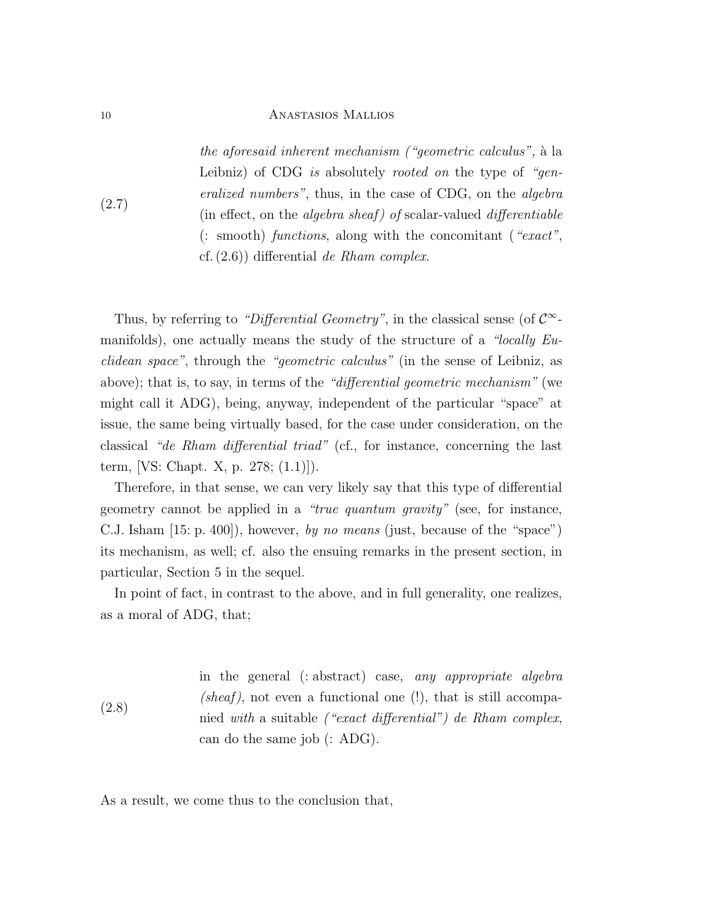(2.7) *the aforesaid inherent mechanism ("geometric calculus",* à la Leibniz) of CDG *is* absolutely *rooted on* the type of *"generalized numbers"*, thus, in the case of CDG, on the *algebra* (in effect, on the *algebra sheaf) of* scalar-valued *differentiable* (: smooth) *functions*, along with the concomitant (*"exact"*, cf. (2.6)) differential *de Rham complex*.

Thus, by referring to *"Differential Geometry"*, in the classical sense (of $\mathcal{C}^\infty$-manifolds), one actually means the study of the structure of a *"locally Euclidean space"*, through the *"geometric calculus"* (in the sense of Leibniz, as above); that is, to say, in terms of the *"differential geometric mechanism"* (we might call it ADG), being, anyway, independent of the particular "space" at issue, the same being virtually based, for the case under consideration, on the classical *"de Rham differential triad"* (cf., for instance, concerning the last term, [VS: Chapt. X, p. 278; (1.1)]).

Therefore, in that sense, we can very likely say that this type of differential geometry cannot be applied in a *"true quantum gravity"* (see, for instance, C.J. Isham [15: p. 400]), however, *by no means* (just, because of the "space") its mechanism, as well; cf. also the ensuing remarks in the present section, in particular, Section 5 in the sequel.

In point of fact, in contrast to the above, and in full generality, one realizes, as a moral of ADG, that;

(2.8) in the general (: abstract) case, *any appropriate algebra (sheaf)*, not even a functional one (!), that is still accompanied *with* a suitable *("exact differential") de Rham complex*, can do the same job (: ADG).

As a result, we come thus to the conclusion that,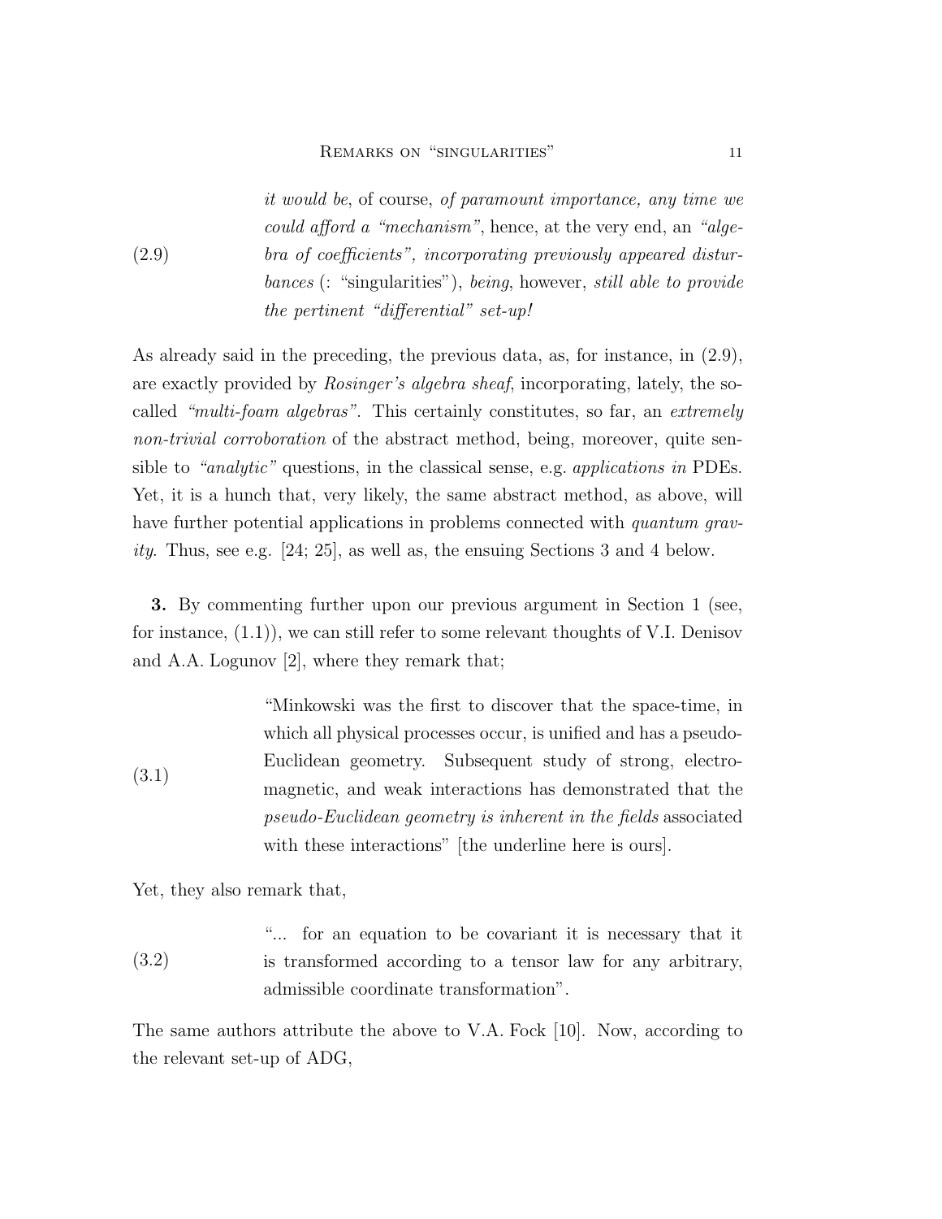(2.9) *it would be*, of course, *of paramount importance, any time we could afford a "mechanism"*, hence, at the very end, an *"algebra of coefficients", incorporating previously appeared disturbances* (: "singularities"), *being*, however, *still able to provide the pertinent "differential" set-up!*

As already said in the preceding, the previous data, as, for instance, in (2.9), are exactly provided by *Rosinger's algebra sheaf*, incorporating, lately, the so-called *"multi-foam algebras"*. This certainly constitutes, so far, an *extremely non-trivial corroboration* of the abstract method, being, moreover, quite sensible to *"analytic"* questions, in the classical sense, e.g. *applications in* PDEs. Yet, it is a hunch that, very likely, the same abstract method, as above, will have further potential applications in problems connected with *quantum gravity*. Thus, see e.g. [24; 25], as well as, the ensuing Sections 3 and 4 below.

**3.** By commenting further upon our previous argument in Section 1 (see, for instance, (1.1)), we can still refer to some relevant thoughts of V.I. Denisov and A.A. Logunov [2], where they remark that;

(3.1) "Minkowski was the first to discover that the space-time, in which all physical processes occur, is unified and has a pseudo-Euclidean geometry. Subsequent study of strong, electromagnetic, and weak interactions has demonstrated that the *pseudo-Euclidean geometry is inherent in the fields* associated with these interactions" [the underline here is ours].

Yet, they also remark that,

(3.2) "... for an equation to be covariant it is necessary that it is transformed according to a tensor law for any arbitrary, admissible coordinate transformation".

The same authors attribute the above to V.A. Fock [10]. Now, according to the relevant set-up of ADG,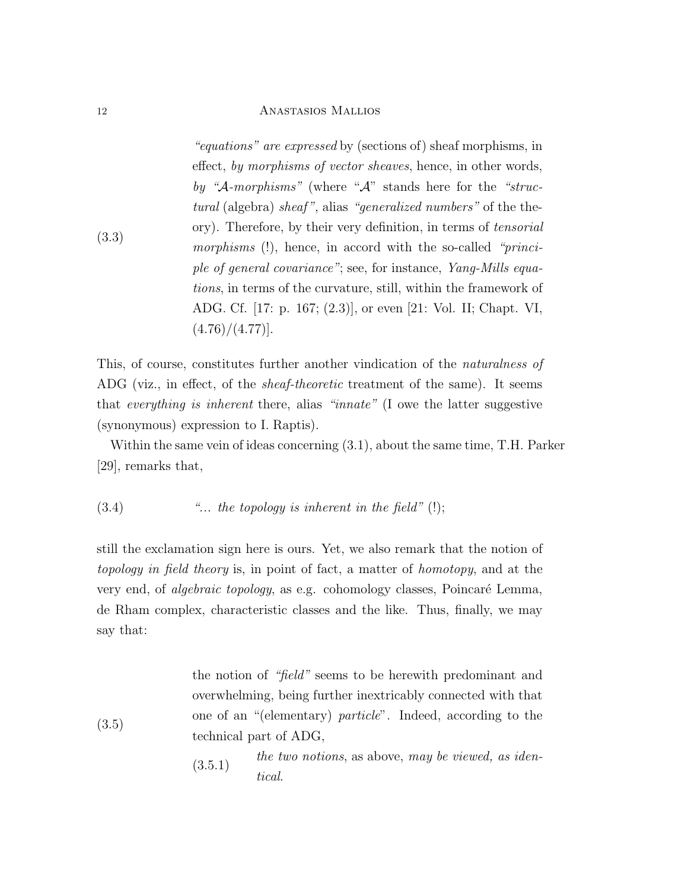(3.3) *"equations" are expressed* by (sections of) sheaf morphisms, in effect, *by morphisms of vector sheaves*, hence, in other words, *by "$\mathcal{A}$-morphisms"* (where "$\mathcal{A}$" stands here for the *"structural* (algebra) *sheaf"*, alias *"generalized numbers"* of the theory). Therefore, by their very definition, in terms of *tensorial morphisms* (!), hence, in accord with the so-called *"principle of general covariance"*; see, for instance, *Yang-Mills equations*, in terms of the curvature, still, within the framework of ADG. Cf. [17: p. 167; (2.3)], or even [21: Vol. II; Chapt. VI, (4.76)/(4.77)].

This, of course, constitutes further another vindication of the *naturalness of* ADG (viz., in effect, of the *sheaf-theoretic* treatment of the same). It seems that *everything is inherent* there, alias *"innate"* (I owe the latter suggestive (synonymous) expression to I. Raptis).

Within the same vein of ideas concerning (3.1), about the same time, T.H. Parker [29], remarks that,

(3.4) *"... the topology is inherent in the field"* (!);

still the exclamation sign here is ours. Yet, we also remark that the notion of *topology in field theory* is, in point of fact, a matter of *homotopy*, and at the very end, of *algebraic topology*, as e.g. cohomology classes, Poincaré Lemma, de Rham complex, characteristic classes and the like. Thus, finally, we may say that:

(3.5) the notion of *"field"* seems to be herewith predominant and overwhelming, being further inextricably connected with that one of an "(elementary) *particle*". Indeed, according to the technical part of ADG,

(3.5.1) *the two notions*, as above, *may be viewed, as identical*.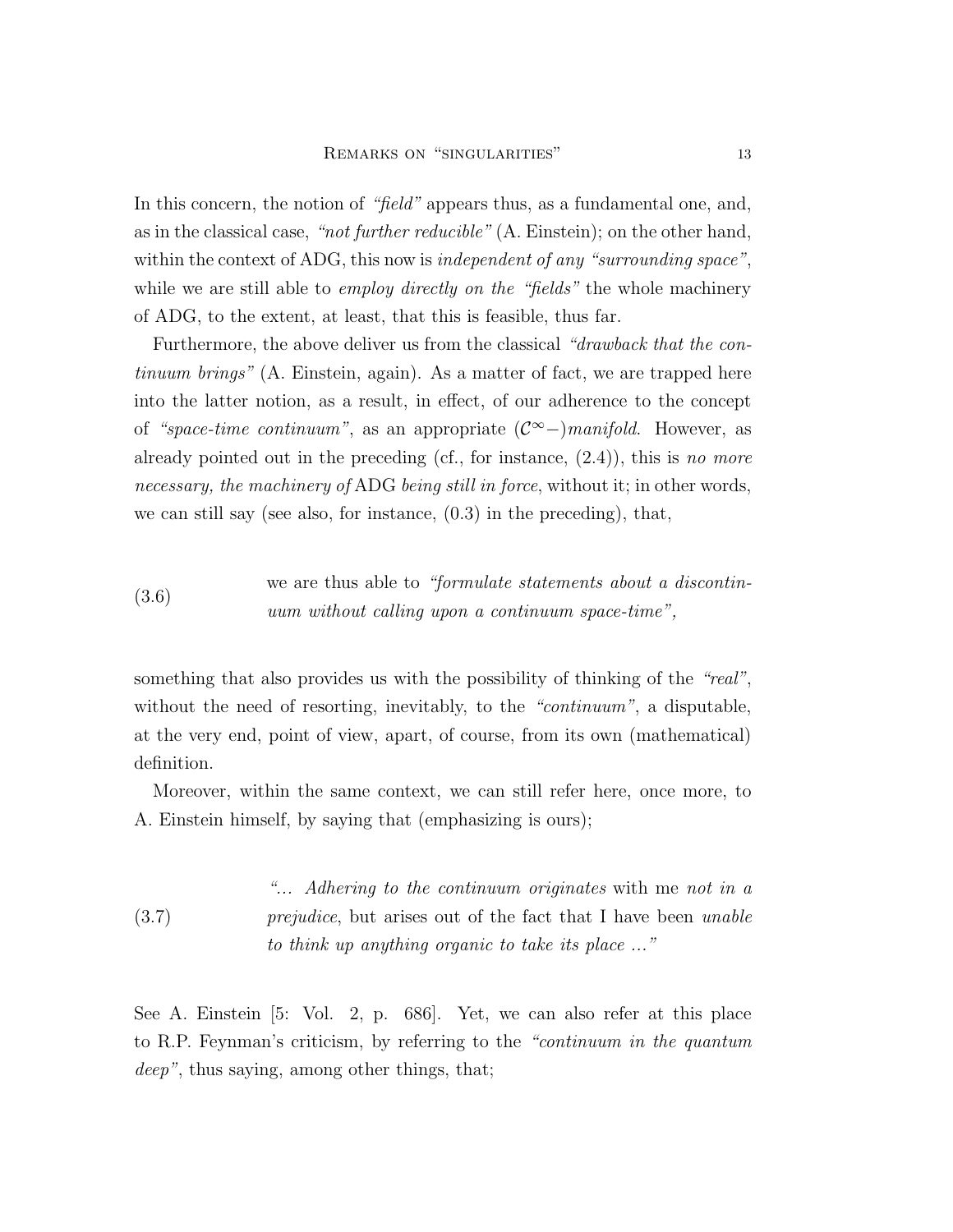In this concern, the notion of *"field"* appears thus, as a fundamental one, and, as in the classical case, *"not further reducible"* (A. Einstein); on the other hand, within the context of ADG, this now is *independent of any "surrounding space"*, while we are still able to *employ directly on the "fields"* the whole machinery of ADG, to the extent, at least, that this is feasible, thus far.

Furthermore, the above deliver us from the classical *"drawback that the continuum brings"* (A. Einstein, again). As a matter of fact, we are trapped here into the latter notion, as a result, in effect, of our adherence to the concept of *"space-time continuum"*, as an appropriate ($\mathcal{C}^{\infty}-$)*manifold*. However, as already pointed out in the preceding (cf., for instance, (2.4)), this is *no more necessary, the machinery of* ADG *being still in force*, without it; in other words, we can still say (see also, for instance, (0.3) in the preceding), that,

(3.6) we are thus able to *"formulate statements about a discontinuum without calling upon a continuum space-time"*,

something that also provides us with the possibility of thinking of the *"real"*, without the need of resorting, inevitably, to the *"continuum"*, a disputable, at the very end, point of view, apart, of course, from its own (mathematical) definition.

Moreover, within the same context, we can still refer here, once more, to A. Einstein himself, by saying that (emphasizing is ours);

(3.7) *"... Adhering to the continuum originates* with me *not in a prejudice*, but arises out of the fact that I have been *unable to think up anything organic to take its place ..."*

See A. Einstein [5: Vol. 2, p. 686]. Yet, we can also refer at this place to R.P. Feynman's criticism, by referring to the *"continuum in the quantum deep"*, thus saying, among other things, that;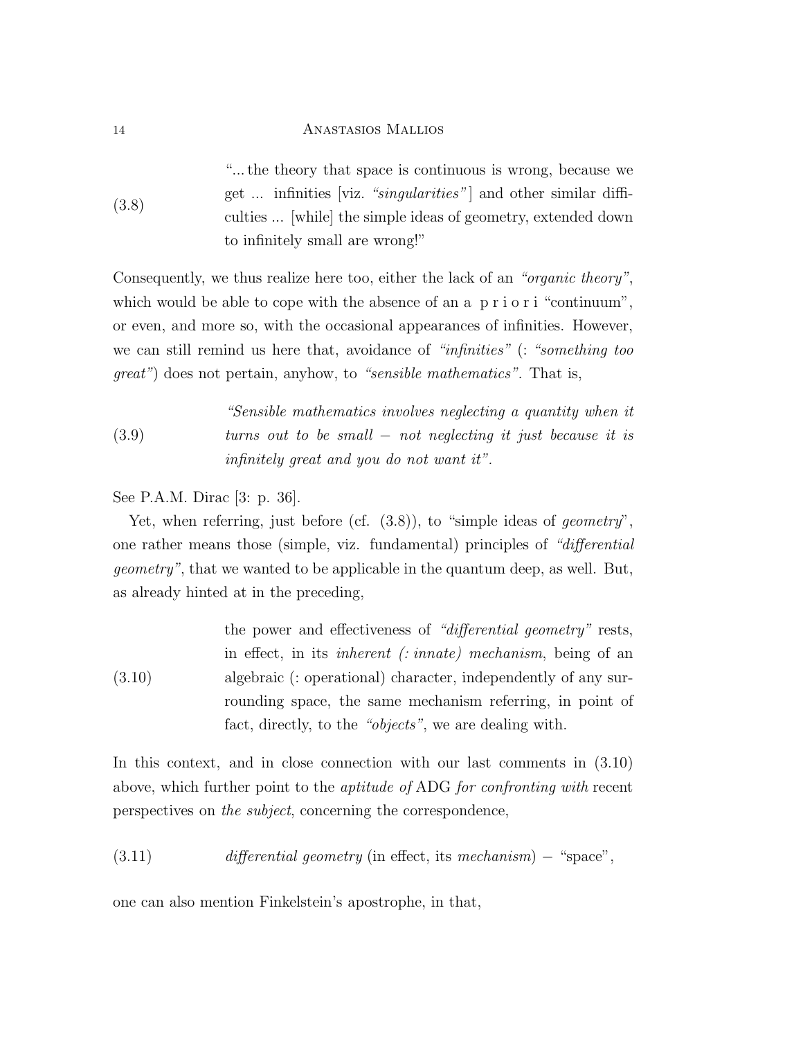(3.8) "... the theory that space is continuous is wrong, because we get ... infinities [viz. *"singularities"*] and other similar difficulties ... [while] the simple ideas of geometry, extended down to infinitely small are wrong!"

Consequently, we thus realize here too, either the lack of an *"organic theory"*, which would be able to cope with the absence of an a p r i o r i "continuum", or even, and more so, with the occasional appearances of infinities. However, we can still remind us here that, avoidance of *"infinities"* (: *"something too great"*) does not pertain, anyhow, to *"sensible mathematics"*. That is,

(3.9) *"Sensible mathematics involves neglecting a quantity when it turns out to be small − not neglecting it just because it is infinitely great and you do not want it".*

See P.A.M. Dirac [3: p. 36].

Yet, when referring, just before (cf. (3.8)), to "simple ideas of *geometry*", one rather means those (simple, viz. fundamental) principles of *"differential geometry"*, that we wanted to be applicable in the quantum deep, as well. But, as already hinted at in the preceding,

(3.10) the power and effectiveness of *"differential geometry"* rests, in effect, in its *inherent (: innate) mechanism*, being of an algebraic (: operational) character, independently of any surrounding space, the same mechanism referring, in point of fact, directly, to the *"objects"*, we are dealing with.

In this context, and in close connection with our last comments in (3.10) above, which further point to the *aptitude of* ADG *for confronting with* recent perspectives on *the subject*, concerning the correspondence,

(3.11) *differential geometry* (in effect, its *mechanism*) − "space",

one can also mention Finkelstein's apostrophe, in that,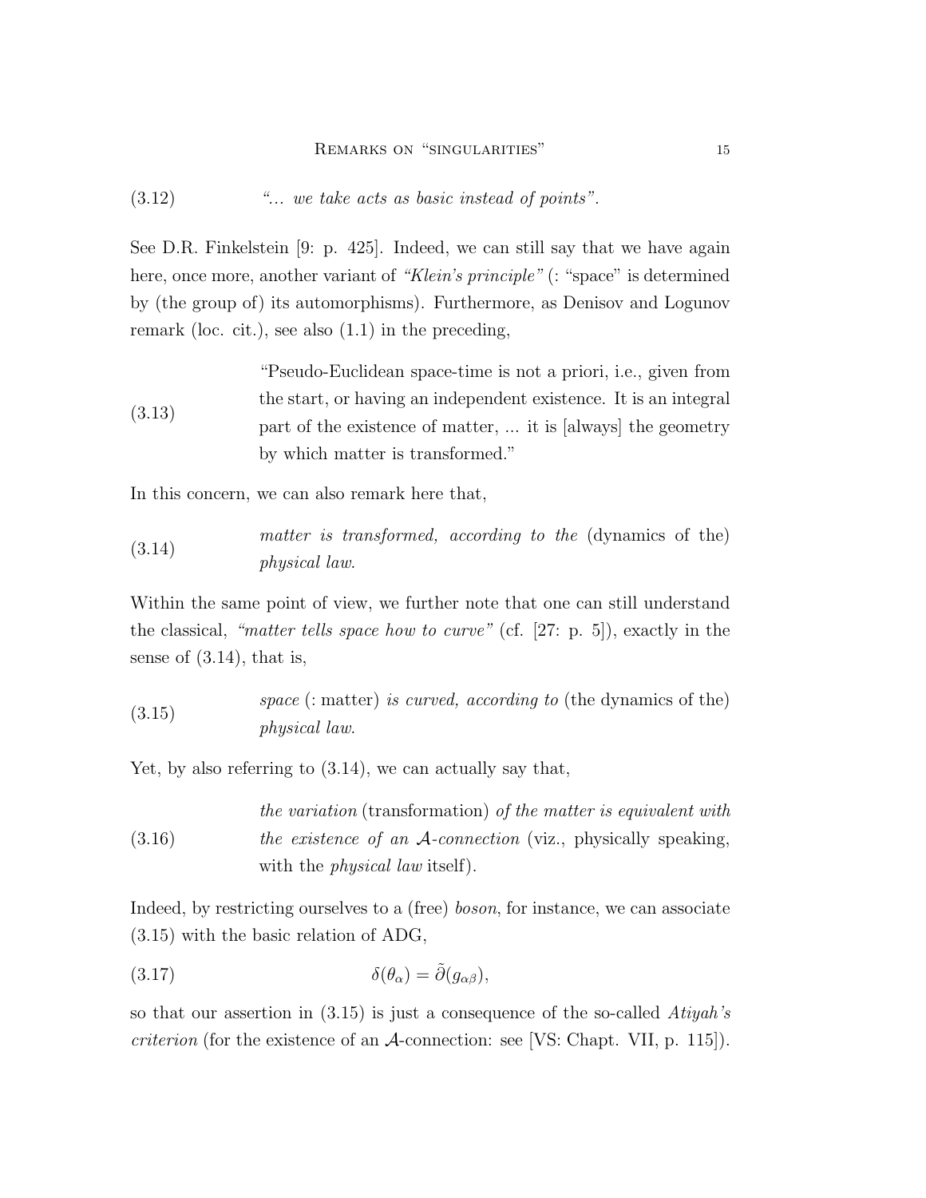(3.12) *"... we take acts as basic instead of points"*.

See D.R. Finkelstein [9: p. 425]. Indeed, we can still say that we have again here, once more, another variant of *"Klein's principle"* (: "space" is determined by (the group of) its automorphisms). Furthermore, as Denisov and Logunov remark (loc. cit.), see also (1.1) in the preceding,

(3.13) "Pseudo-Euclidean space-time is not a priori, i.e., given from the start, or having an independent existence. It is an integral part of the existence of matter, ... it is [always] the geometry by which matter is transformed."

In this concern, we can also remark here that,

(3.14) *matter is transformed, according to the* (dynamics of the) *physical law*.

Within the same point of view, we further note that one can still understand the classical, *"matter tells space how to curve"* (cf. [27: p. 5]), exactly in the sense of (3.14), that is,

(3.15) *space* (: matter) *is curved, according to* (the dynamics of the) *physical law*.

Yet, by also referring to (3.14), we can actually say that,

(3.16) *the variation* (transformation) *of the matter is equivalent with the existence of an* $\mathcal{A}$*-connection* (viz., physically speaking, with the *physical law* itself).

Indeed, by restricting ourselves to a (free) *boson*, for instance, we can associate (3.15) with the basic relation of ADG,

$$\delta(\theta_\alpha) = \tilde{\partial}(g_{\alpha\beta}), \tag{3.17}$$

so that our assertion in (3.15) is just a consequence of the so-called *Atiyah's criterion* (for the existence of an $\mathcal{A}$-connection: see [VS: Chapt. VII, p. 115]).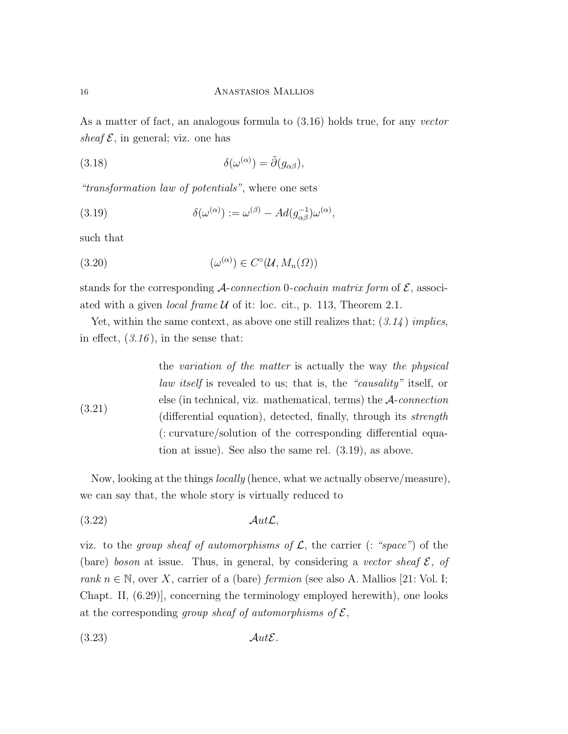As a matter of fact, an analogous formula to (3.16) holds true, for any *vector sheaf* $\mathcal{E}$, in general; viz. one has

$$\delta(\omega^{(\alpha)}) = \tilde{\partial}(g_{\alpha\beta}), \tag{3.18}$$

*"transformation law of potentials"*, where one sets

$$\delta(\omega^{(\alpha)}) := \omega^{(\beta)} - Ad(g_{\alpha\beta}^{-1})\omega^{(\alpha)}, \tag{3.19}$$

such that

$$(\omega^{(\alpha)}) \in C^{\circ}(\mathcal{U}, M_n(\Omega)) \tag{3.20}$$

stands for the corresponding $\mathcal{A}$-*connection* 0-*cochain matrix form* of $\mathcal{E}$, associated with a given *local frame* $\mathcal{U}$ of it: loc. cit., p. 113, Theorem 2.1.

Yet, within the same context, as above one still realizes that; *(3.14) implies*, in effect, *(3.16)*, in the sense that:

(3.21) the *variation of the matter* is actually the way *the physical law itself* is revealed to us; that is, the *"causality"* itself, or else (in technical, viz. mathematical, terms) the $\mathcal{A}$-*connection* (differential equation), detected, finally, through its *strength* (: curvature/solution of the corresponding differential equation at issue). See also the same rel. (3.19), as above.

Now, looking at the things *locally* (hence, what we actually observe/measure), we can say that, the whole story is virtually reduced to

$$\mathcal{A}ut\mathcal{L}, \tag{3.22}$$

viz. to the *group sheaf of automorphisms of* $\mathcal{L}$, the carrier (: *"space"*) of the (bare) *boson* at issue. Thus, in general, by considering a *vector sheaf* $\mathcal{E}$*, of rank* $n \in \mathbb{N}$, over $X$, carrier of a (bare) *fermion* (see also A. Mallios [21: Vol. I; Chapt. II, (6.29)], concerning the terminology employed herewith), one looks at the corresponding *group sheaf of automorphisms of* $\mathcal{E}$,

$$\mathcal{A}ut\mathcal{E}. \tag{3.23}$$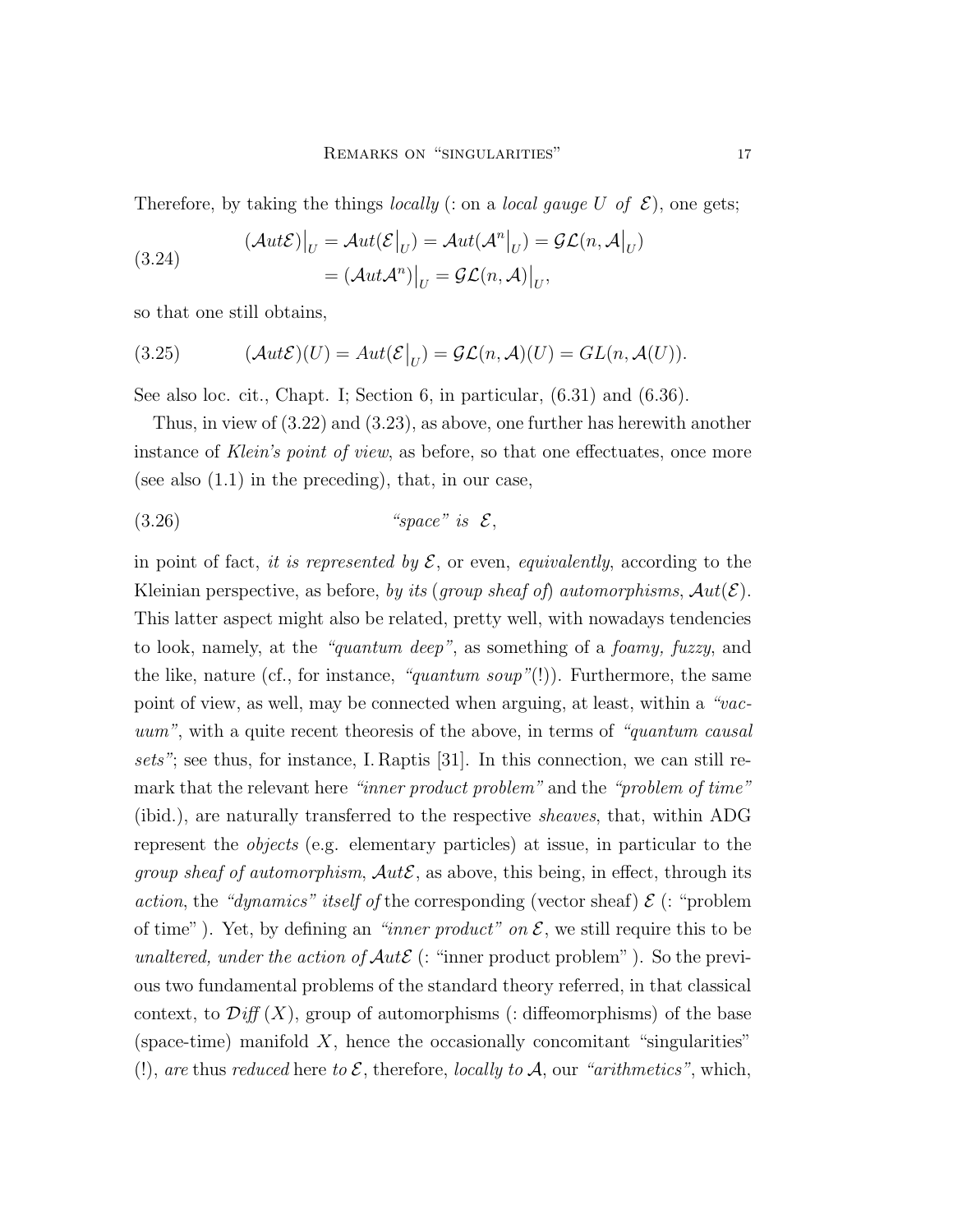Therefore, by taking the things *locally* (: on a *local gauge* $U$ *of* $\mathcal{E}$), one gets;

$$
\begin{aligned}
(\mathcal{A}ut\mathcal{E})\big|_U &= \mathcal{A}ut(\mathcal{E}\big|_U) = \mathcal{A}ut(\mathcal{A}^n\big|_U) = \mathcal{GL}(n, \mathcal{A}\big|_U) \\
&= (\mathcal{A}ut\mathcal{A}^n)\big|_U = \mathcal{GL}(n, \mathcal{A})\big|_U,
\end{aligned}
\tag{3.24}
$$

so that one still obtains,

$$
(\mathcal{A}ut\mathcal{E})(U) = Aut(\mathcal{E}\big|_U) = \mathcal{GL}(n, \mathcal{A})(U) = GL(n, \mathcal{A}(U)).
\tag{3.25}
$$

See also loc. cit., Chapt. I; Section 6, in particular, (6.31) and (6.36).

Thus, in view of (3.22) and (3.23), as above, one further has herewith another instance of *Klein's point of view*, as before, so that one effectuates, once more (see also (1.1) in the preceding), that, in our case,

$$
\text{“space” is } \mathcal{E},
\tag{3.26}
$$

in point of fact, *it is represented by* $\mathcal{E}$, or even, *equivalently*, according to the Kleinian perspective, as before, *by its* (*group sheaf of*) *automorphisms*, $\mathcal{A}ut(\mathcal{E})$. This latter aspect might also be related, pretty well, with nowadays tendencies to look, namely, at the *“quantum deep”*, as something of a *foamy, fuzzy*, and the like, nature (cf., for instance, *“quantum soup”*(!)). Furthermore, the same point of view, as well, may be connected when arguing, at least, within a *“vacuum”*, with a quite recent theoresis of the above, in terms of *“quantum causal sets”*; see thus, for instance, I. Raptis [31]. In this connection, we can still remark that the relevant here *“inner product problem”* and the *“problem of time”* (ibid.), are naturally transferred to the respective *sheaves*, that, within ADG represent the *objects* (e.g. elementary particles) at issue, in particular to the *group sheaf of automorphism*, $\mathcal{A}ut\mathcal{E}$, as above, this being, in effect, through its *action*, the *“dynamics” itself of* the corresponding (vector sheaf) $\mathcal{E}$ (: “problem of time” ). Yet, by defining an *“inner product” on* $\mathcal{E}$, we still require this to be *unaltered, under the action of* $\mathcal{A}ut\mathcal{E}$ (: “inner product problem” ). So the previous two fundamental problems of the standard theory referred, in that classical context, to $\mathcal{D}iff\,(X)$, group of automorphisms (: diffeomorphisms) of the base (space-time) manifold $X$, hence the occasionally concomitant “singularities” (!), *are* thus *reduced* here *to* $\mathcal{E}$, therefore, *locally to* $\mathcal{A}$, our *“arithmetics”*, which,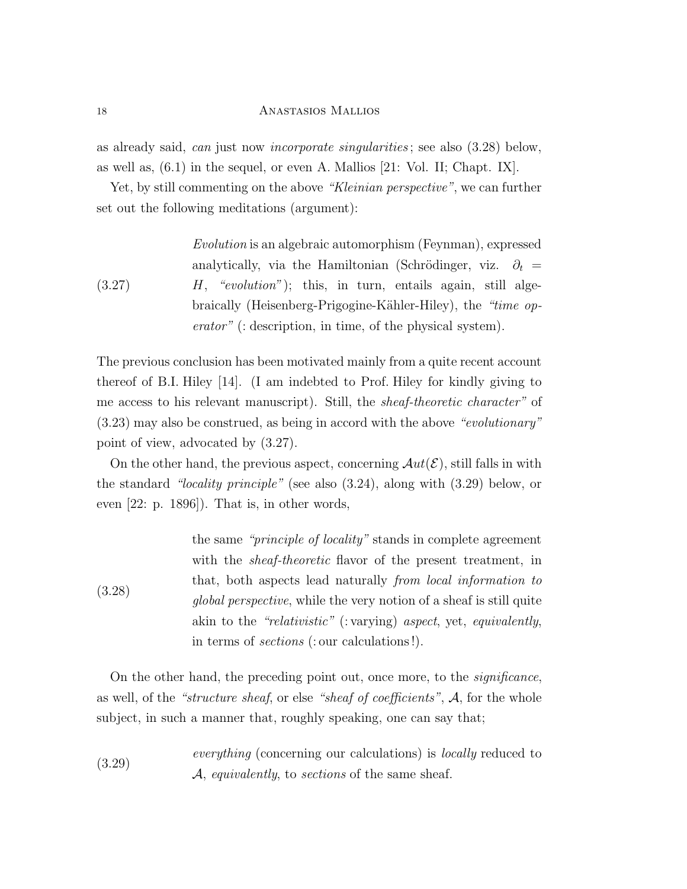as already said, *can* just now *incorporate singularities*; see also (3.28) below, as well as, (6.1) in the sequel, or even A. Mallios [21: Vol. II; Chapt. IX].

Yet, by still commenting on the above *"Kleinian perspective"*, we can further set out the following meditations (argument):

(3.27) *Evolution* is an algebraic automorphism (Feynman), expressed analytically, via the Hamiltonian (Schrödinger, viz. $\partial_t = H$, *"evolution"*); this, in turn, entails again, still algebraically (Heisenberg-Prigogine-Kähler-Hiley), the *"time operator"* (: description, in time, of the physical system).

The previous conclusion has been motivated mainly from a quite recent account thereof of B.I. Hiley [14]. (I am indebted to Prof. Hiley for kindly giving to me access to his relevant manuscript). Still, the *sheaf-theoretic character"* of (3.23) may also be construed, as being in accord with the above *"evolutionary"* point of view, advocated by (3.27).

On the other hand, the previous aspect, concerning $\mathcal{A}ut(\mathcal{E})$, still falls in with the standard *"locality principle"* (see also (3.24), along with (3.29) below, or even [22: p. 1896]). That is, in other words,

(3.28) the same *"principle of locality"* stands in complete agreement with the *sheaf-theoretic* flavor of the present treatment, in that, both aspects lead naturally *from local information to global perspective*, while the very notion of a sheaf is still quite akin to the *"relativistic"* (: varying) *aspect*, yet, *equivalently*, in terms of *sections* (: our calculations!).

On the other hand, the preceding point out, once more, to the *significance*, as well, of the *"structure sheaf*, or else *"sheaf of coefficients"*, $\mathcal{A}$, for the whole subject, in such a manner that, roughly speaking, one can say that;

(3.29) *everything* (concerning our calculations) is *locally* reduced to $\mathcal{A}$, *equivalently*, to *sections* of the same sheaf.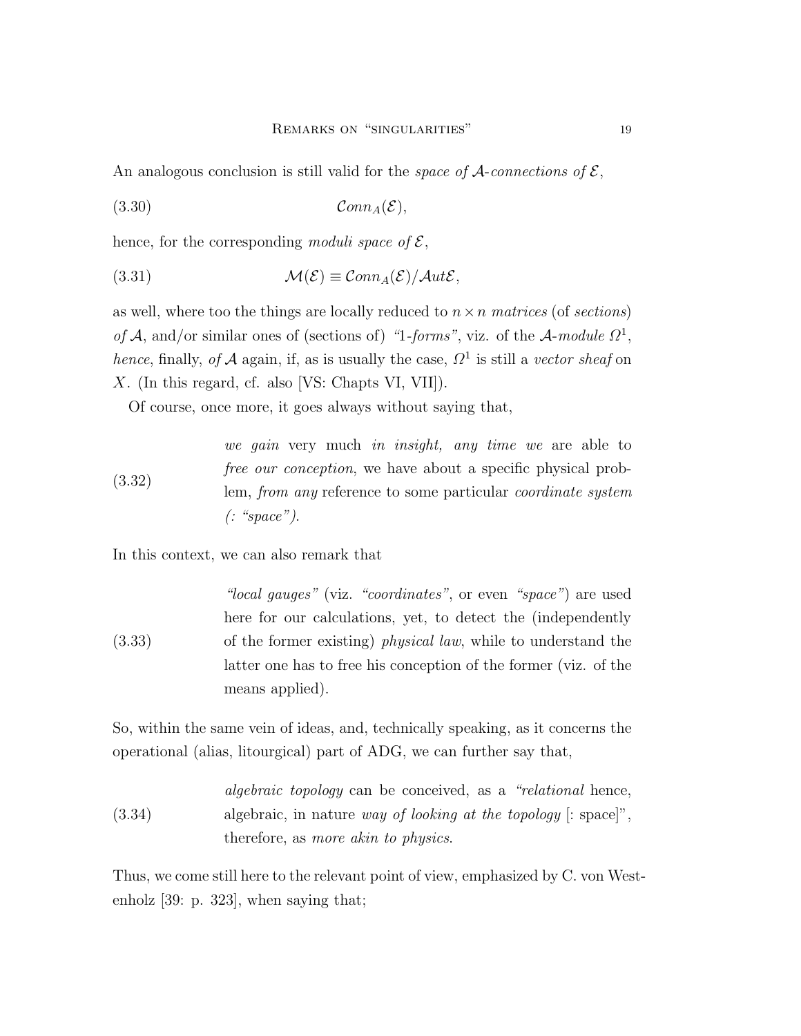An analogous conclusion is still valid for the *space of $\mathcal{A}$-connections of $\mathcal{E}$*,

$$\mathcal{C}onn_A(\mathcal{E}), \tag{3.30}$$

hence, for the corresponding *moduli space of $\mathcal{E}$*,

$$\mathcal{M}(\mathcal{E}) \equiv \mathcal{C}onn_A(\mathcal{E})/\mathcal{A}ut\mathcal{E}, \tag{3.31}$$

as well, where too the things are locally reduced to $n \times n$ *matrices* (of *sections*) *of $\mathcal{A}$*, and/or similar ones of (sections of) *"1-forms"*, viz. of the *$\mathcal{A}$-module $\Omega^1$*, *hence*, finally, *of $\mathcal{A}$* again, if, as is usually the case, $\Omega^1$ is still a *vector sheaf* on $X$. (In this regard, cf. also [VS: Chapts VI, VII]).

Of course, once more, it goes always without saying that,

(3.32) *we gain* very much *in insight, any time we* are able to *free our conception*, we have about a specific physical problem, *from any* reference to some particular *coordinate system (: "space")*.

In this context, we can also remark that

(3.33) *"local gauges"* (viz. *"coordinates"*, or even *"space"*) are used here for our calculations, yet, to detect the (independently of the former existing) *physical law*, while to understand the latter one has to free his conception of the former (viz. of the means applied).

So, within the same vein of ideas, and, technically speaking, as it concerns the operational (alias, litourgical) part of ADG, we can further say that,

(3.34) *algebraic topology* can be conceived, as a *"relational* hence, algebraic, in nature *way of looking at the topology* [: space]", therefore, as *more akin to physics*.

Thus, we come still here to the relevant point of view, emphasized by C. von Westenholz [39: p. 323], when saying that;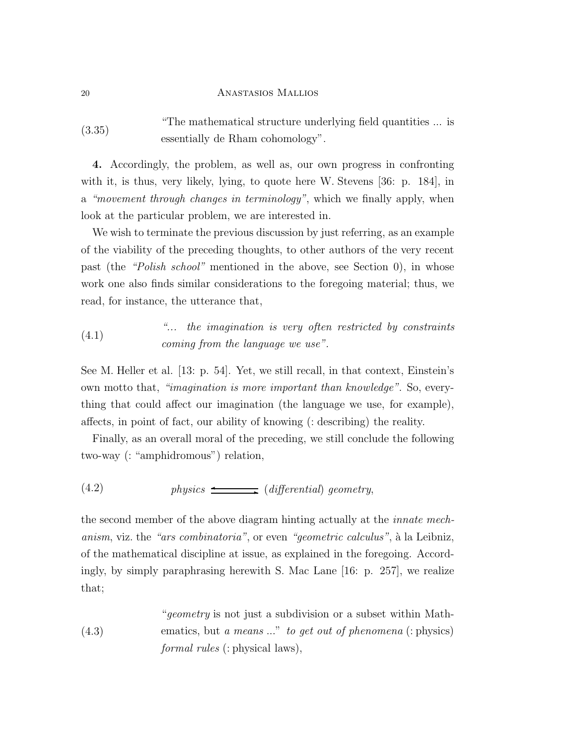(3.35) "The mathematical structure underlying field quantities ... is essentially de Rham cohomology".

**4.** Accordingly, the problem, as well as, our own progress in confronting with it, is thus, very likely, lying, to quote here W. Stevens [36: p. 184], in a *"movement through changes in terminology"*, which we finally apply, when look at the particular problem, we are interested in.

We wish to terminate the previous discussion by just referring, as an example of the viability of the preceding thoughts, to other authors of the very recent past (the *"Polish school"* mentioned in the above, see Section 0), in whose work one also finds similar considerations to the foregoing material; thus, we read, for instance, the utterance that,

(4.1) *"... the imagination is very often restricted by constraints coming from the language we use"*.

See M. Heller et al. [13: p. 54]. Yet, we still recall, in that context, Einstein's own motto that, *"imagination is more important than knowledge"*. So, everything that could affect our imagination (the language we use, for example), affects, in point of fact, our ability of knowing (: describing) the reality.

Finally, as an overall moral of the preceding, we still conclude the following two-way (: "amphidromous") relation,

$$\text{(4.2)} \qquad \textit{physics} \rightleftarrows (\textit{differential})\ \textit{geometry},$$

the second member of the above diagram hinting actually at the *innate mechanism*, viz. the *"ars combinatoria"*, or even *"geometric calculus"*, à la Leibniz, of the mathematical discipline at issue, as explained in the foregoing. Accordingly, by simply paraphrasing herewith S. Mac Lane [16: p. 257], we realize that;

(4.3) "*geometry* is not just a subdivision or a subset within Mathematics, but *a means* ..." *to get out of phenomena* (: physics) *formal rules* (: physical laws),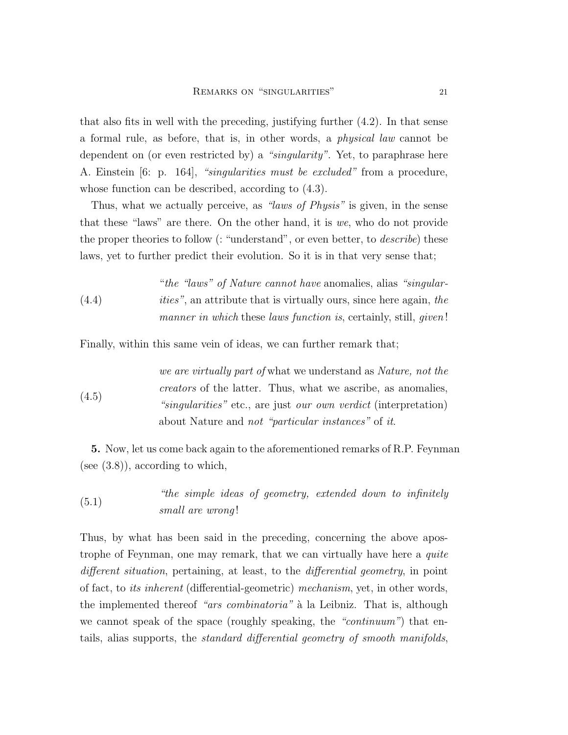that also fits in well with the preceding, justifying further (4.2). In that sense a formal rule, as before, that is, in other words, a *physical law* cannot be dependent on (or even restricted by) a *"singularity"*. Yet, to paraphrase here A. Einstein [6: p. 164], *"singularities must be excluded"* from a procedure, whose function can be described, according to (4.3).

Thus, what we actually perceive, as *"laws of Physis"* is given, in the sense that these "laws" are there. On the other hand, it is *we*, who do not provide the proper theories to follow (: "understand", or even better, to *describe*) these laws, yet to further predict their evolution. So it is in that very sense that;

(4.4) "*the "laws" of Nature cannot have* anomalies, alias *"singularities"*, an attribute that is virtually ours, since here again, *the manner in which* these *laws function is*, certainly, still, *given*!

Finally, within this same vein of ideas, we can further remark that;

(4.5) *we are virtually part of* what we understand as *Nature, not the creators* of the latter. Thus, what we ascribe, as anomalies, *"singularities"* etc., are just *our own verdict* (interpretation) about Nature and *not "particular instances"* of *it*.

**5.** Now, let us come back again to the aforementioned remarks of R.P. Feynman (see (3.8)), according to which,

(5.1) *"the simple ideas of geometry, extended down to infinitely small are wrong*!

Thus, by what has been said in the preceding, concerning the above apostrophe of Feynman, one may remark, that we can virtually have here a *quite different situation*, pertaining, at least, to the *differential geometry*, in point of fact, to *its inherent* (differential-geometric) *mechanism*, yet, in other words, the implemented thereof *"ars combinatoria"* à la Leibniz. That is, although we cannot speak of the space (roughly speaking, the *"continuum"*) that entails, alias supports, the *standard differential geometry of smooth manifolds*,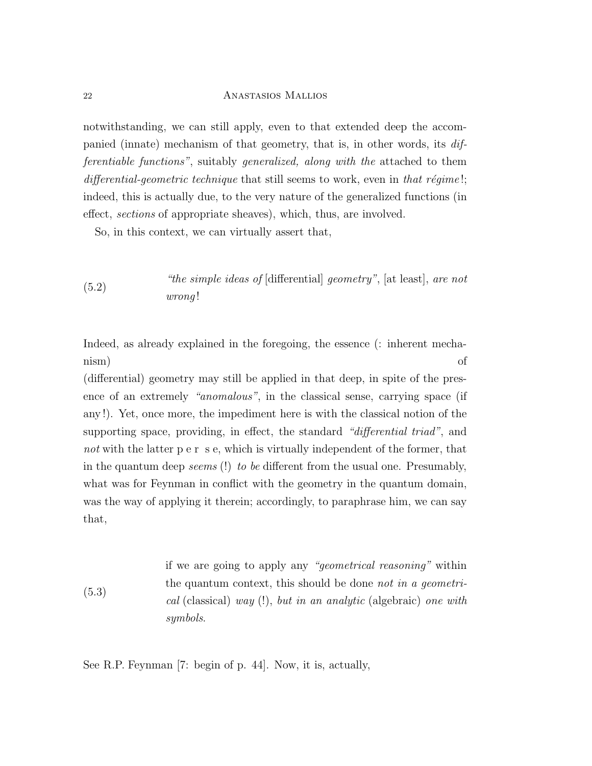notwithstanding, we can still apply, even to that extended deep the accompanied (innate) mechanism of that geometry, that is, in other words, its *differentiable functions"*, suitably *generalized, along with the* attached to them *differential-geometric technique* that still seems to work, even in *that régime*!; indeed, this is actually due, to the very nature of the generalized functions (in effect, *sections* of appropriate sheaves), which, thus, are involved.

So, in this context, we can virtually assert that,

(5.2) *"the simple ideas of* [differential] *geometry"*, [at least], *are not wrong*!

Indeed, as already explained in the foregoing, the essence (: inherent mechanism) of (differential) geometry may still be applied in that deep, in spite of the presence of an extremely *"anomalous"*, in the classical sense, carrying space (if any!). Yet, once more, the impediment here is with the classical notion of the supporting space, providing, in effect, the standard *"differential triad"*, and *not* with the latter p e r s e, which is virtually independent of the former, that in the quantum deep *seems* (!) *to be* different from the usual one. Presumably, what was for Feynman in conflict with the geometry in the quantum domain, was the way of applying it therein; accordingly, to paraphrase him, we can say that,

(5.3) if we are going to apply any *"geometrical reasoning"* within the quantum context, this should be done *not in a geometrical* (classical) *way* (!), *but in an analytic* (algebraic) *one with symbols*.

See R.P. Feynman [7: begin of p. 44]. Now, it is, actually,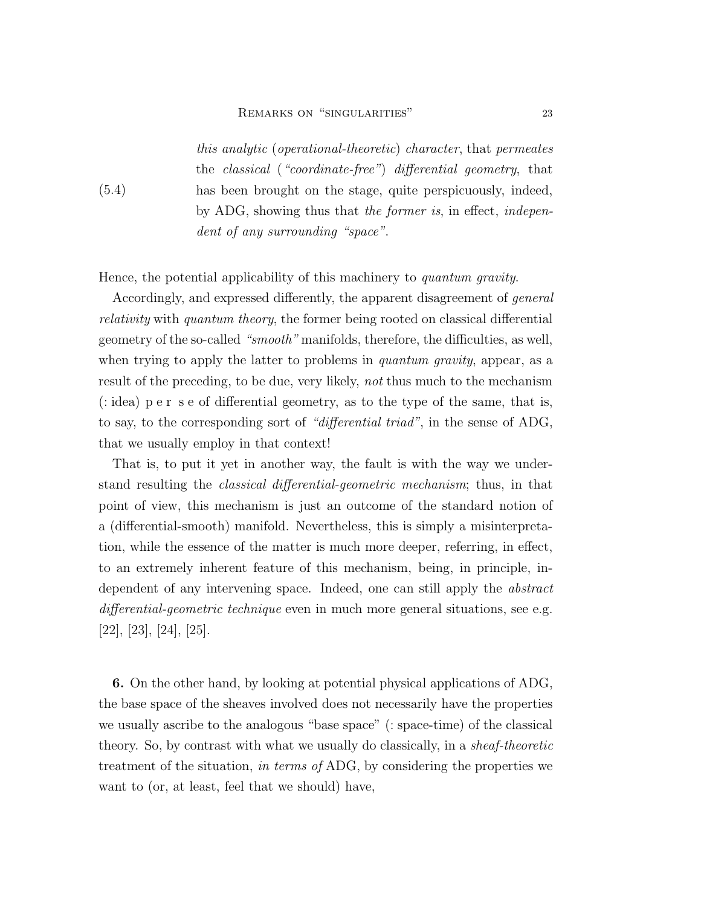> *this analytic* (*operational-theoretic*) *character*, that *permeates* the *classical* (*"coordinate-free"*) *differential geometry*, that has been brought on the stage, quite perspicuously, indeed, by ADG, showing thus that *the former is*, in effect, *independent of any surrounding "space"*. (5.4)

Hence, the potential applicability of this machinery to *quantum gravity*.

Accordingly, and expressed differently, the apparent disagreement of *general relativity* with *quantum theory*, the former being rooted on classical differential geometry of the so-called *"smooth"* manifolds, therefore, the difficulties, as well, when trying to apply the latter to problems in *quantum gravity*, appear, as a result of the preceding, to be due, very likely, *not* thus much to the mechanism (: idea) p e r s e of differential geometry, as to the type of the same, that is, to say, to the corresponding sort of *"differential triad"*, in the sense of ADG, that we usually employ in that context!

That is, to put it yet in another way, the fault is with the way we understand resulting the *classical differential-geometric mechanism*; thus, in that point of view, this mechanism is just an outcome of the standard notion of a (differential-smooth) manifold. Nevertheless, this is simply a misinterpretation, while the essence of the matter is much more deeper, referring, in effect, to an extremely inherent feature of this mechanism, being, in principle, independent of any intervening space. Indeed, one can still apply the *abstract differential-geometric technique* even in much more general situations, see e.g. [22], [23], [24], [25].

**6.** On the other hand, by looking at potential physical applications of ADG, the base space of the sheaves involved does not necessarily have the properties we usually ascribe to the analogous "base space" (: space-time) of the classical theory. So, by contrast with what we usually do classically, in a *sheaf-theoretic* treatment of the situation, *in terms of* ADG, by considering the properties we want to (or, at least, feel that we should) have,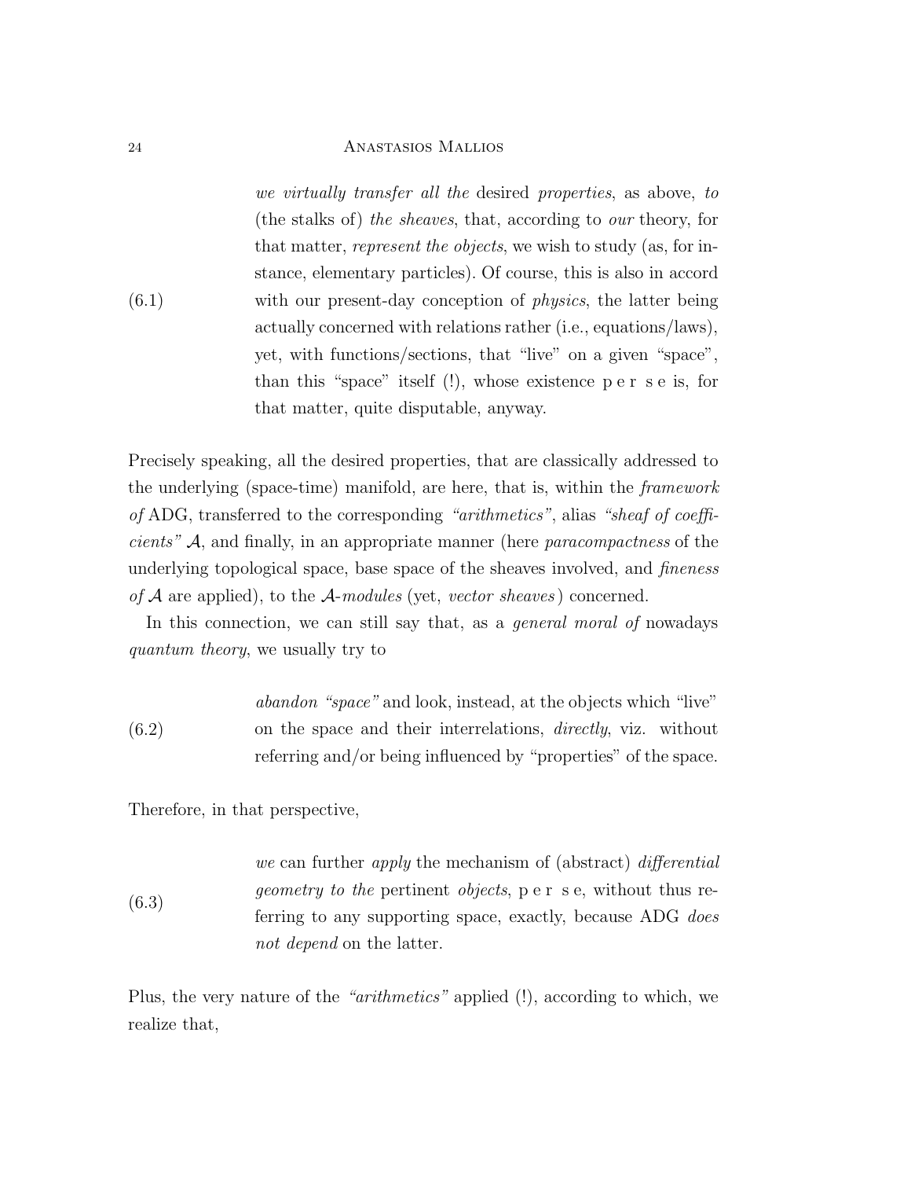(6.1) *we virtually transfer all the* desired *properties*, as above, *to* (the stalks of) *the sheaves*, that, according to *our* theory, for that matter, *represent the objects*, we wish to study (as, for instance, elementary particles). Of course, this is also in accord with our present-day conception of *physics*, the latter being actually concerned with relations rather (i.e., equations/laws), yet, with functions/sections, that "live" on a given "space", than this "space" itself (!), whose existence p e r s e is, for that matter, quite disputable, anyway.

Precisely speaking, all the desired properties, that are classically addressed to the underlying (space-time) manifold, are here, that is, within the *framework of* ADG, transferred to the corresponding *"arithmetics"*, alias *"sheaf of coefficients"* $\mathcal{A}$, and finally, in an appropriate manner (here *paracompactness* of the underlying topological space, base space of the sheaves involved, and *fineness of* $\mathcal{A}$ are applied), to the $\mathcal{A}$-*modules* (yet, *vector sheaves*) concerned.

In this connection, we can still say that, as a *general moral of* nowadays *quantum theory*, we usually try to

(6.2) *abandon "space"* and look, instead, at the objects which "live" on the space and their interrelations, *directly*, viz. without referring and/or being influenced by "properties" of the space.

Therefore, in that perspective,

(6.3) *we* can further *apply* the mechanism of (abstract) *differential geometry to the* pertinent *objects*, p e r s e, without thus referring to any supporting space, exactly, because ADG *does not depend* on the latter.

Plus, the very nature of the *"arithmetics"* applied (!), according to which, we realize that,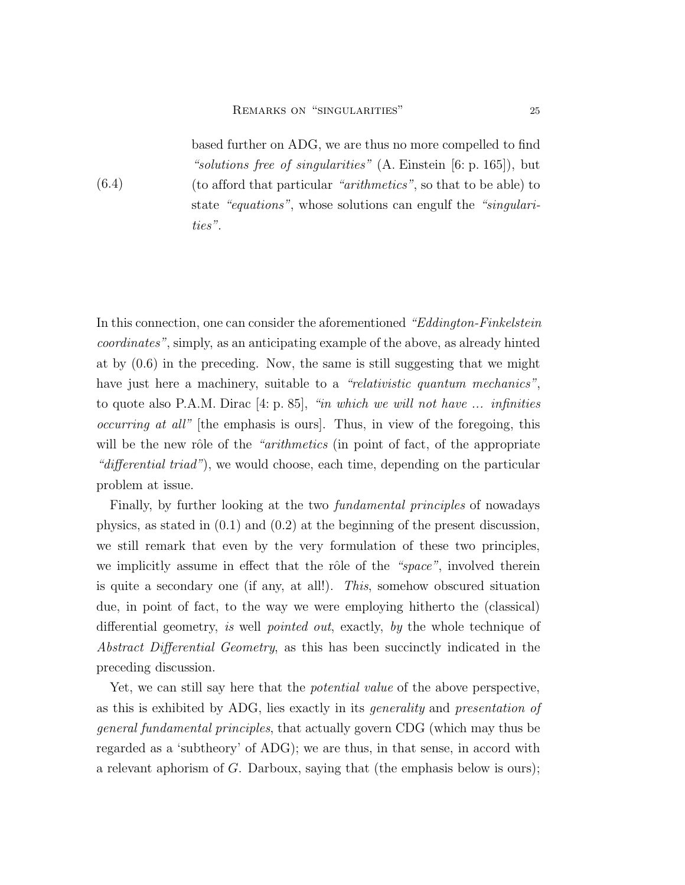(6.4) based further on ADG, we are thus no more compelled to find *"solutions free of singularities"* (A. Einstein [6: p. 165]), but (to afford that particular *"arithmetics"*, so that to be able) to state *"equations"*, whose solutions can engulf the *"singularities"*.

In this connection, one can consider the aforementioned *"Eddington-Finkelstein coordinates"*, simply, as an anticipating example of the above, as already hinted at by (0.6) in the preceding. Now, the same is still suggesting that we might have just here a machinery, suitable to a *"relativistic quantum mechanics"*, to quote also P.A.M. Dirac [4: p. 85], *"in which we will not have ... infinities occurring at all"* [the emphasis is ours]. Thus, in view of the foregoing, this will be the new rôle of the *"arithmetics* (in point of fact, of the appropriate *"differential triad"*), we would choose, each time, depending on the particular problem at issue.

Finally, by further looking at the two *fundamental principles* of nowadays physics, as stated in (0.1) and (0.2) at the beginning of the present discussion, we still remark that even by the very formulation of these two principles, we implicitly assume in effect that the rôle of the *"space"*, involved therein is quite a secondary one (if any, at all!). *This*, somehow obscured situation due, in point of fact, to the way we were employing hitherto the (classical) differential geometry, *is* well *pointed out*, exactly, *by* the whole technique of *Abstract Differential Geometry*, as this has been succinctly indicated in the preceding discussion.

Yet, we can still say here that the *potential value* of the above perspective, as this is exhibited by ADG, lies exactly in its *generality* and *presentation of general fundamental principles*, that actually govern CDG (which may thus be regarded as a 'subtheory' of ADG); we are thus, in that sense, in accord with a relevant aphorism of *G*. Darboux, saying that (the emphasis below is ours);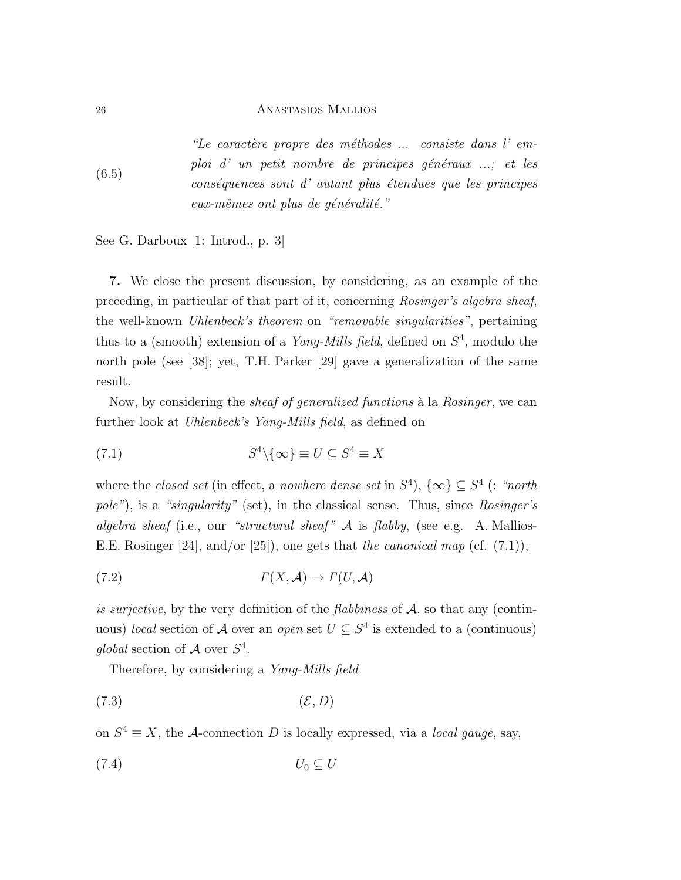$$\text{(6.5)} \qquad \text{“}\textit{Le caractère propre des méthodes ... consiste dans l' emploi d' un petit nombre de principes généraux ...; et les conséquences sont d' autant plus étendues que les principes eux-mêmes ont plus de généralité.}\text{”}$$

See G. Darboux [1: Introd., p. 3]

**7.** We close the present discussion, by considering, as an example of the preceding, in particular of that part of it, concerning *Rosinger's algebra sheaf*, the well-known *Uhlenbeck's theorem* on *“removable singularities”*, pertaining thus to a (smooth) extension of a *Yang-Mills field*, defined on $S^4$, modulo the north pole (see [38]; yet, T.H. Parker [29] gave a generalization of the same result.

Now, by considering the *sheaf of generalized functions* à la *Rosinger*, we can further look at *Uhlenbeck's Yang-Mills field*, as defined on

$$S^4 \setminus \{\infty\} \equiv U \subseteq S^4 \equiv X \tag{7.1}$$

where the *closed set* (in effect, a *nowhere dense set* in $S^4$), $\{\infty\} \subseteq S^4$ (: *“north pole”*), is a *“singularity”* (set), in the classical sense. Thus, since *Rosinger's algebra sheaf* (i.e., our *“structural sheaf”* $\mathcal{A}$ is *flabby*, (see e.g. A. Mallios-E.E. Rosinger [24], and/or [25]), one gets that *the canonical map* (cf. (7.1)),

$$\Gamma(X, \mathcal{A}) \to \Gamma(U, \mathcal{A}) \tag{7.2}$$

*is surjective*, by the very definition of the *flabbiness* of $\mathcal{A}$, so that any (continuous) *local* section of $\mathcal{A}$ over an *open* set $U \subseteq S^4$ is extended to a (continuous) *global* section of $\mathcal{A}$ over $S^4$.

Therefore, by considering a *Yang-Mills field*

$$(\mathcal{E}, D) \tag{7.3}$$

on $S^4 \equiv X$, the $\mathcal{A}$-connection $D$ is locally expressed, via a *local gauge*, say,

$$U_0 \subseteq U \tag{7.4}$$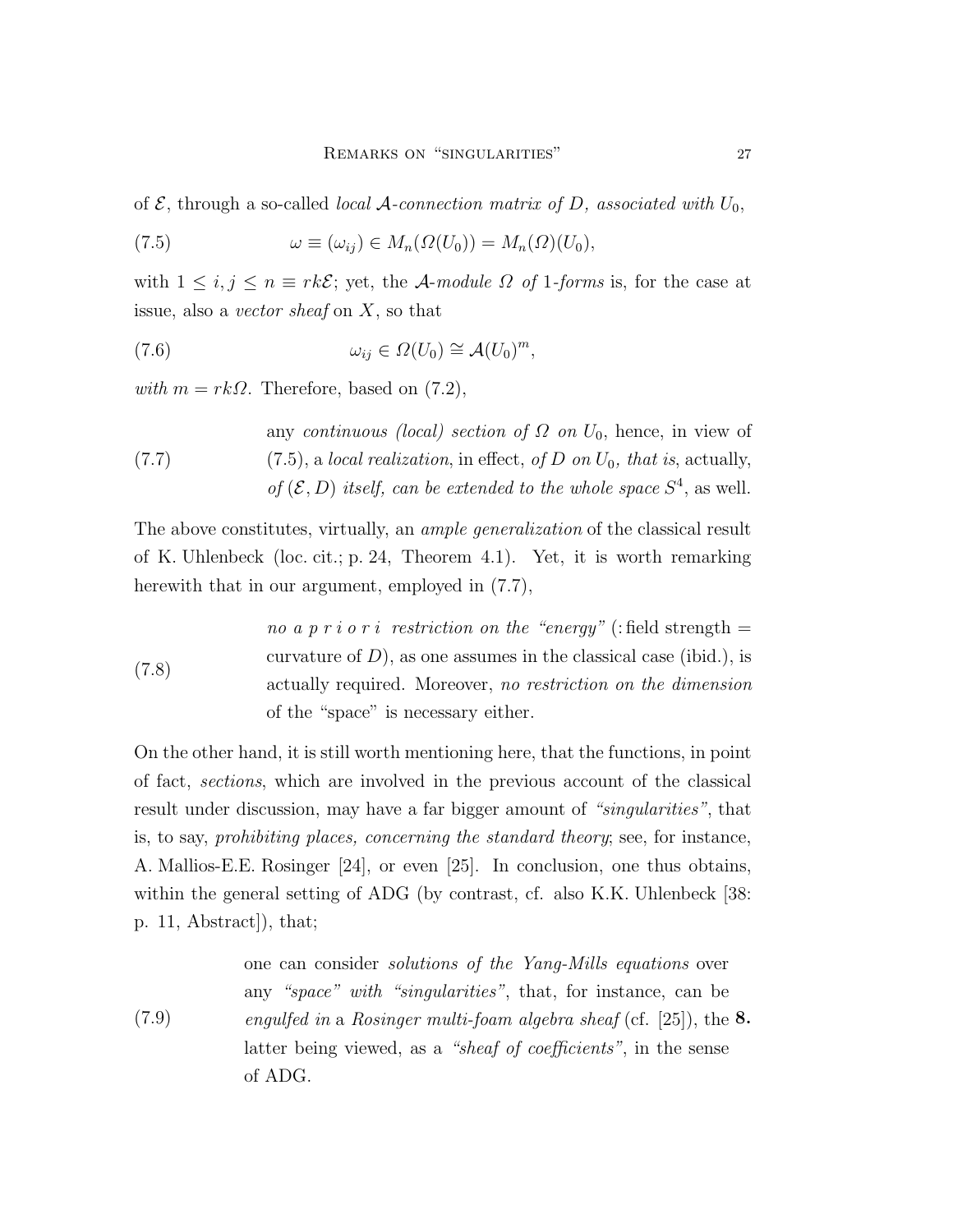of $\mathcal{E}$, through a so-called *local $\mathcal{A}$-connection matrix of $D$, associated with $U_0$*,

$$\omega \equiv (\omega_{ij}) \in M_n(\Omega(U_0)) = M_n(\Omega)(U_0), \tag{7.5}$$

with $1 \leq i, j \leq n \equiv rk\mathcal{E}$; yet, the *$\mathcal{A}$-module $\Omega$ of 1-forms* is, for the case at issue, also a *vector sheaf* on $X$, so that

$$\omega_{ij} \in \Omega(U_0) \cong \mathcal{A}(U_0)^m, \tag{7.6}$$

*with* $m = rk\Omega$. Therefore, based on (7.2),

(7.7) any *continuous (local) section of $\Omega$ on $U_0$*, hence, in view of (7.5), a *local realization*, in effect, *of $D$ on $U_0$, that is*, actually, *of $(\mathcal{E}, D)$ itself, can be extended to the whole space $S^4$*, as well.

The above constitutes, virtually, an *ample generalization* of the classical result of K. Uhlenbeck (loc. cit.; p. 24, Theorem 4.1). Yet, it is worth remarking herewith that in our argument, employed in (7.7),

(7.8) *no a p r i o r i restriction on the "energy"* (: field strength = curvature of $D$), as one assumes in the classical case (ibid.), is actually required. Moreover, *no restriction on the dimension* of the "space" is necessary either.

On the other hand, it is still worth mentioning here, that the functions, in point of fact, *sections*, which are involved in the previous account of the classical result under discussion, may have a far bigger amount of *"singularities"*, that is, to say, *prohibiting places, concerning the standard theory*; see, for instance, A. Mallios-E.E. Rosinger [24], or even [25]. In conclusion, one thus obtains, within the general setting of ADG (by contrast, cf. also K.K. Uhlenbeck [38: p. 11, Abstract]), that;

(7.9) one can consider *solutions of the Yang-Mills equations* over any *"space" with "singularities"*, that, for instance, can be *engulfed in* a *Rosinger multi-foam algebra sheaf* (cf. [25]), the latter being viewed, as a *"sheaf of coefficients"*, in the sense of ADG.

**8.**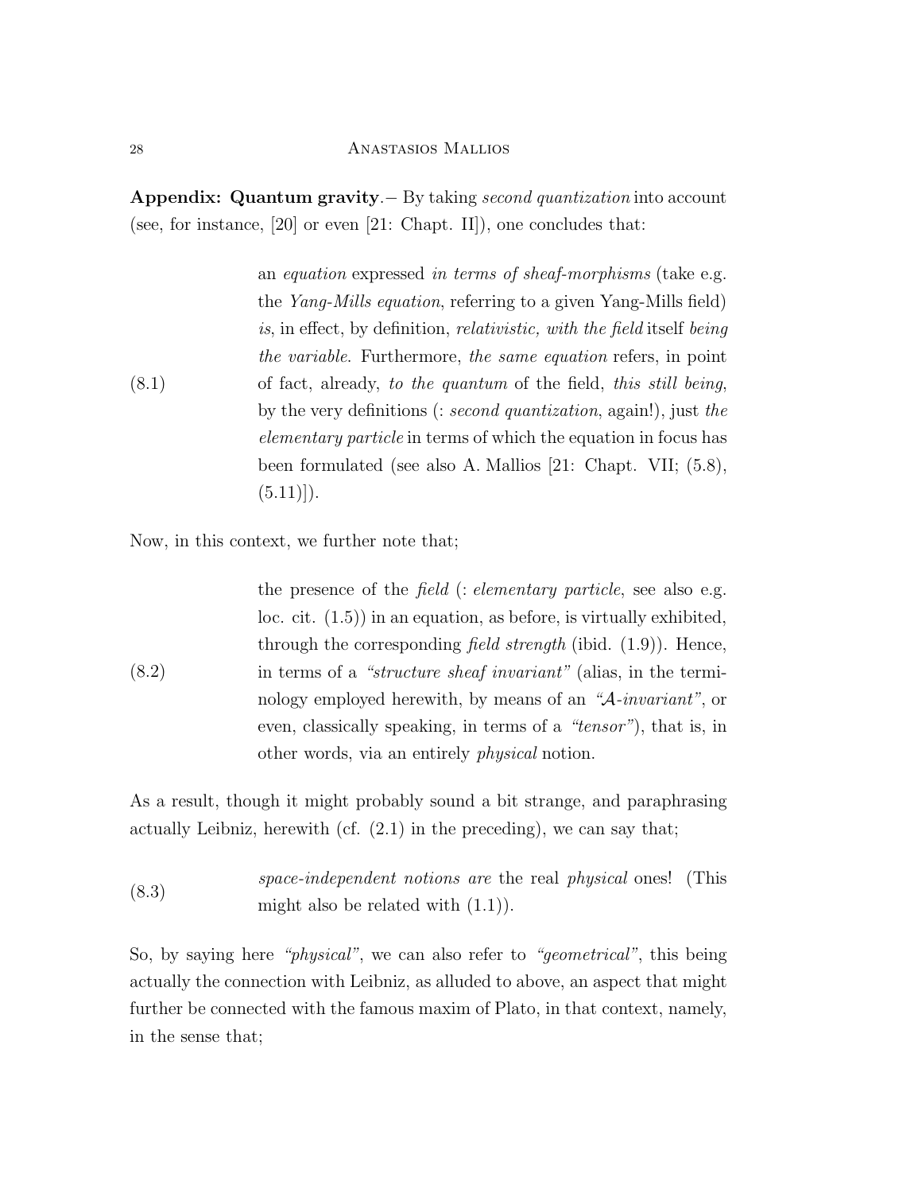**Appendix: Quantum gravity**.– By taking *second quantization* into account (see, for instance, [20] or even [21: Chapt. II]), one concludes that:

(8.1) an *equation* expressed *in terms of sheaf-morphisms* (take e.g. the *Yang-Mills equation*, referring to a given Yang-Mills field) *is*, in effect, by definition, *relativistic, with the field* itself *being the variable*. Furthermore, *the same equation* refers, in point of fact, already, *to the quantum* of the field, *this still being*, by the very definitions (: *second quantization*, again!), just *the elementary particle* in terms of which the equation in focus has been formulated (see also A. Mallios [21: Chapt. VII; (5.8), (5.11)]).

Now, in this context, we further note that;

(8.2) the presence of the *field* (: *elementary particle*, see also e.g. loc. cit. (1.5)) in an equation, as before, is virtually exhibited, through the corresponding *field strength* (ibid. (1.9)). Hence, in terms of a *"structure sheaf invariant"* (alias, in the terminology employed herewith, by means of an *"$\mathcal{A}$-invariant"*, or even, classically speaking, in terms of a *"tensor"*), that is, in other words, via an entirely *physical* notion.

As a result, though it might probably sound a bit strange, and paraphrasing actually Leibniz, herewith (cf. (2.1) in the preceding), we can say that;

(8.3) *space-independent notions are* the real *physical* ones! (This might also be related with (1.1)).

So, by saying here *"physical"*, we can also refer to *"geometrical"*, this being actually the connection with Leibniz, as alluded to above, an aspect that might further be connected with the famous maxim of Plato, in that context, namely, in the sense that;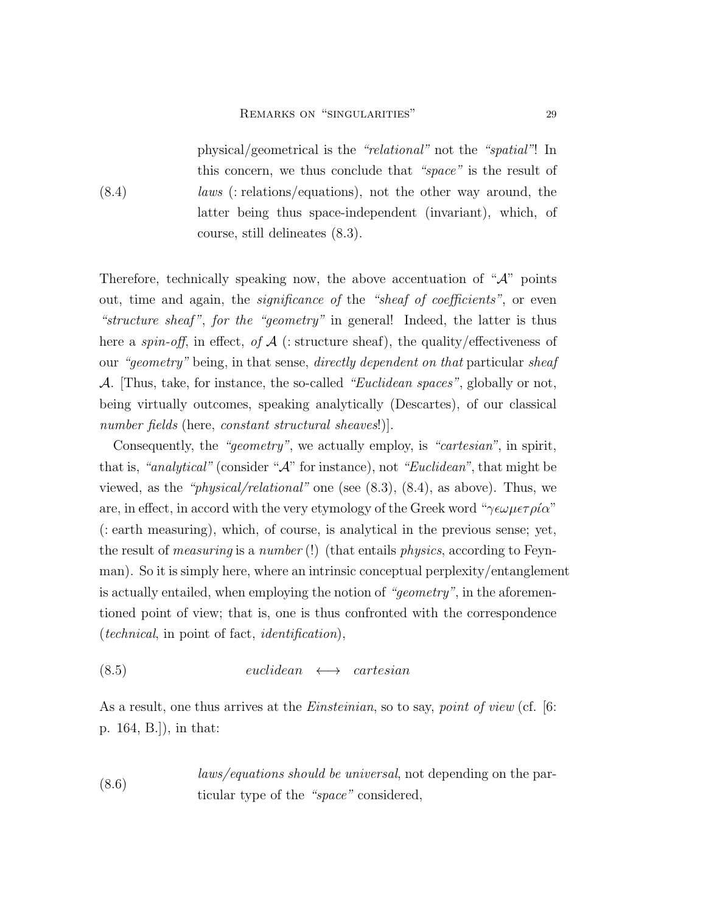(8.4) physical/geometrical is the *"relational"* not the *"spatial"*! In this concern, we thus conclude that *"space"* is the result of *laws* (: relations/equations), not the other way around, the latter being thus space-independent (invariant), which, of course, still delineates (8.3).

Therefore, technically speaking now, the above accentuation of "$\mathcal{A}$" points out, time and again, the *significance of* the *"sheaf of coefficients"*, or even *"structure sheaf"*, *for the "geometry"* in general! Indeed, the latter is thus here a *spin-off*, in effect, *of* $\mathcal{A}$ (: structure sheaf), the quality/effectiveness of our *"geometry"* being, in that sense, *directly dependent on that* particular *sheaf* $\mathcal{A}$. [Thus, take, for instance, the so-called *"Euclidean spaces"*, globally or not, being virtually outcomes, speaking analytically (Descartes), of our classical *number fields* (here, *constant structural sheaves*!)].

Consequently, the *"geometry"*, we actually employ, is *"cartesian"*, in spirit, that is, *"analytical"* (consider "$\mathcal{A}$" for instance), not *"Euclidean"*, that might be viewed, as the *"physical/relational"* one (see (8.3), (8.4), as above). Thus, we are, in effect, in accord with the very etymology of the Greek word "$\gamma\epsilon\omega\mu\epsilon\tau\rho\acute{\iota}\alpha$" (: earth measuring), which, of course, is analytical in the previous sense; yet, the result of *measuring* is a *number* (!) (that entails *physics*, according to Feynman). So it is simply here, where an intrinsic conceptual perplexity/entanglement is actually entailed, when employing the notion of *"geometry"*, in the aforementioned point of view; that is, one is thus confronted with the correspondence (*technical*, in point of fact, *identification*),

$$\textit{euclidean} \quad \longleftrightarrow \quad \textit{cartesian} \tag{8.5}$$

As a result, one thus arrives at the *Einsteinian*, so to say, *point of view* (cf. [6: p. 164, B.]), in that:

(8.6) *laws/equations should be universal*, not depending on the particular type of the *"space"* considered,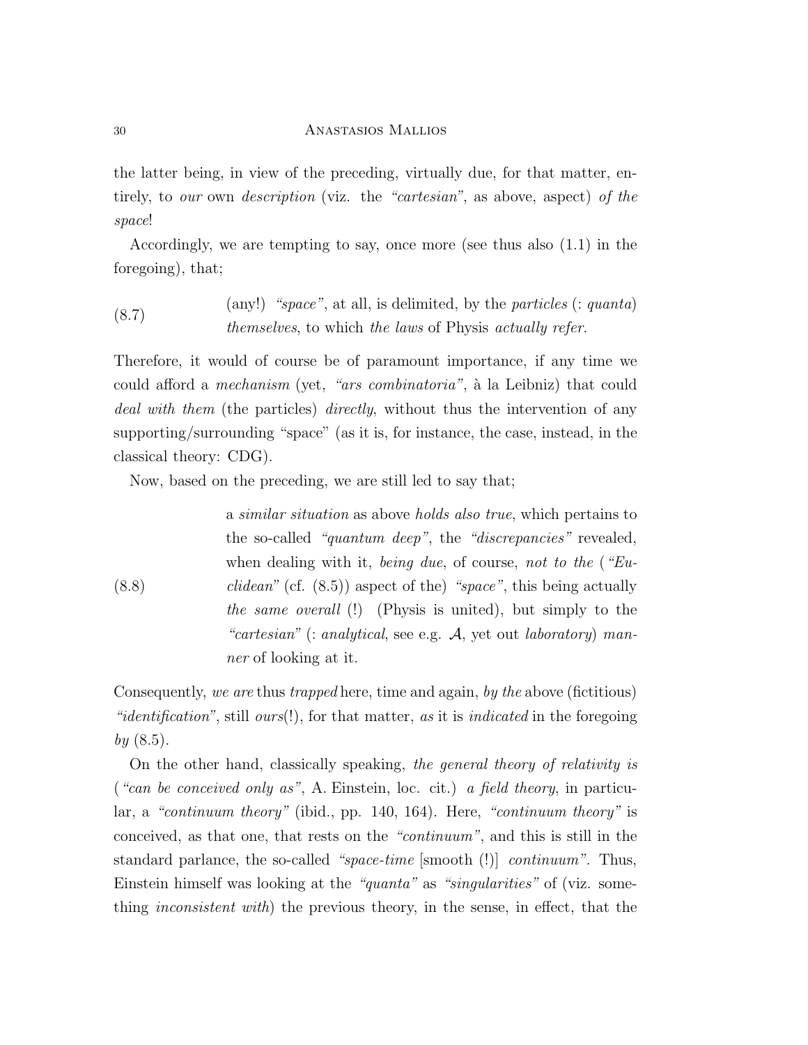the latter being, in view of the preceding, virtually due, for that matter, entirely, to *our* own *description* (viz. the *"cartesian"*, as above, aspect) *of the space*!

Accordingly, we are tempting to say, once more (see thus also (1.1) in the foregoing), that;

(8.7) (any!) *"space"*, at all, is delimited, by the *particles* (: *quanta*) *themselves*, to which *the laws* of Physis *actually refer*.

Therefore, it would of course be of paramount importance, if any time we could afford a *mechanism* (yet, *"ars combinatoria"*, à la Leibniz) that could *deal with them* (the particles) *directly*, without thus the intervention of any supporting/surrounding "space" (as it is, for instance, the case, instead, in the classical theory: CDG).

Now, based on the preceding, we are still led to say that;

(8.8) a *similar situation* as above *holds also true*, which pertains to the so-called *"quantum deep"*, the *"discrepancies"* revealed, when dealing with it, *being due*, of course, *not to the* (*"Euclidean"* (cf. (8.5)) aspect of the) *"space"*, this being actually *the same overall* (!) (Physis is united), but simply to the *"cartesian"* (: *analytical*, see e.g. $\mathcal{A}$, yet out *laboratory*) *manner* of looking at it.

Consequently, *we are* thus *trapped* here, time and again, *by the* above (fictitious) *"identification"*, still *ours*(!), for that matter, *as* it is *indicated* in the foregoing *by* (8.5).

On the other hand, classically speaking, *the general theory of relativity is* (*"can be conceived only as"*, A. Einstein, loc. cit.) *a field theory*, in particular, a *"continuum theory"* (ibid., pp. 140, 164). Here, *"continuum theory"* is conceived, as that one, that rests on the *"continuum"*, and this is still in the standard parlance, the so-called *"space-time* [smooth (!)] *continuum"*. Thus, Einstein himself was looking at the *"quanta"* as *"singularities"* of (viz. something *inconsistent with*) the previous theory, in the sense, in effect, that the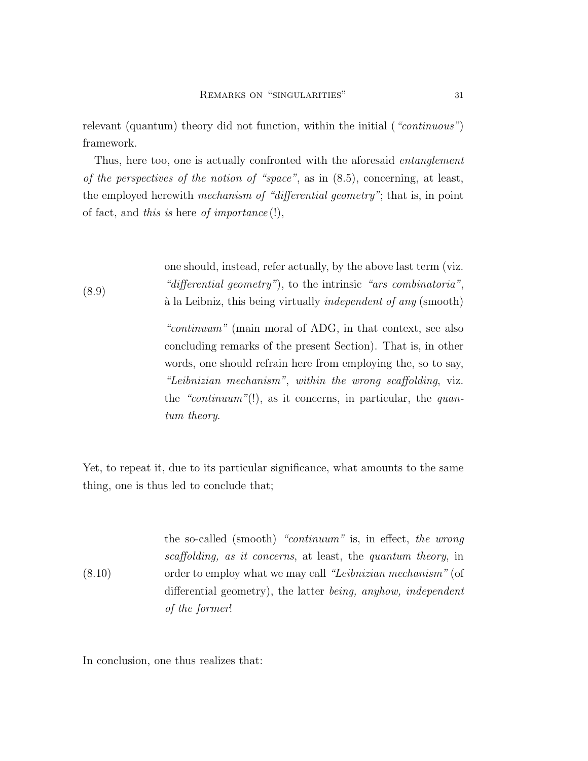relevant (quantum) theory did not function, within the initial (*"continuous"*) framework.

Thus, here too, one is actually confronted with the aforesaid *entanglement of the perspectives of the notion of "space"*, as in (8.5), concerning, at least, the employed herewith *mechanism of "differential geometry"*; that is, in point of fact, and *this is* here *of importance* (!),

(8.9) one should, instead, refer actually, by the above last term (viz. *"differential geometry"*), to the intrinsic *"ars combinatoria"*, à la Leibniz, this being virtually *independent of any* (smooth) *"continuum"* (main moral of ADG, in that context, see also concluding remarks of the present Section). That is, in other words, one should refrain here from employing the, so to say, *"Leibnizian mechanism"*, *within the wrong scaffolding*, viz. the *"continuum"*(!), as it concerns, in particular, the *quantum theory*.

Yet, to repeat it, due to its particular significance, what amounts to the same thing, one is thus led to conclude that;

(8.10) the so-called (smooth) *"continuum"* is, in effect, *the wrong scaffolding, as it concerns*, at least, the *quantum theory*, in order to employ what we may call *"Leibnizian mechanism"* (of differential geometry), the latter *being, anyhow, independent of the former*!

In conclusion, one thus realizes that: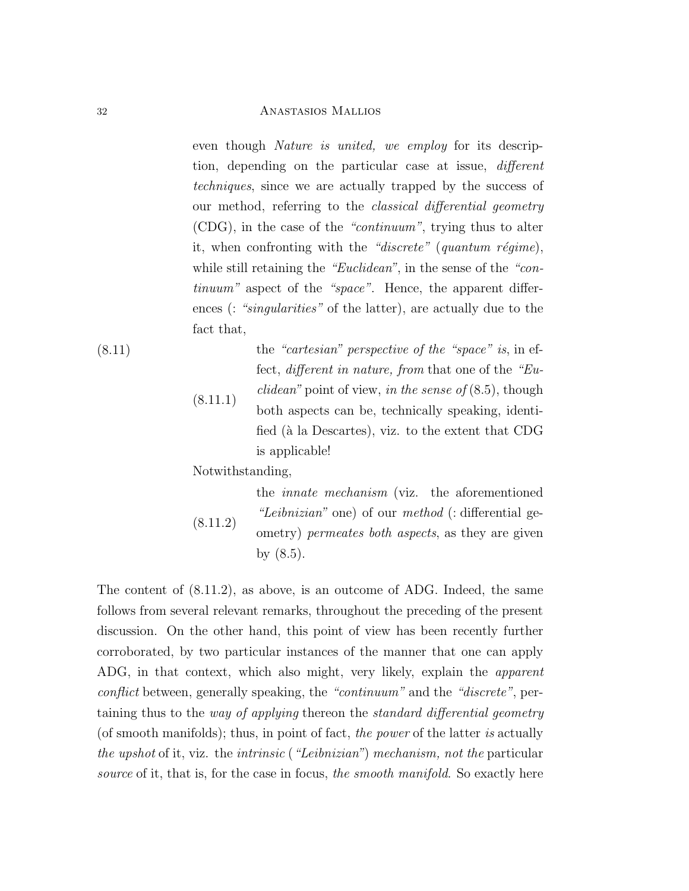even though *Nature is united, we employ* for its description, depending on the particular case at issue, *different techniques*, since we are actually trapped by the success of our method, referring to the *classical differential geometry* (CDG), in the case of the *"continuum"*, trying thus to alter it, when confronting with the *"discrete"* (*quantum régime*), while still retaining the *"Euclidean"*, in the sense of the *"continuum"* aspect of the *"space"*. Hence, the apparent differences (: *"singularities"* of the latter), are actually due to the fact that,

(8.11)

(8.11.1) the *"cartesian" perspective of the "space" is*, in effect, *different in nature, from* that one of the *"Euclidean"* point of view, *in the sense of* (8.5), though both aspects can be, technically speaking, identified (à la Descartes), viz. to the extent that CDG is applicable!

Notwithstanding,

(8.11.2) the *innate mechanism* (viz. the aforementioned *"Leibnizian"* one) of our *method* (: differential geometry) *permeates both aspects*, as they are given by (8.5).

The content of (8.11.2), as above, is an outcome of ADG. Indeed, the same follows from several relevant remarks, throughout the preceding of the present discussion. On the other hand, this point of view has been recently further corroborated, by two particular instances of the manner that one can apply ADG, in that context, which also might, very likely, explain the *apparent conflict* between, generally speaking, the *"continuum"* and the *"discrete"*, pertaining thus to the *way of applying* thereon the *standard differential geometry* (of smooth manifolds); thus, in point of fact, *the power* of the latter *is* actually *the upshot* of it, viz. the *intrinsic* (*"Leibnizian"*) *mechanism, not the* particular *source* of it, that is, for the case in focus, *the smooth manifold*. So exactly here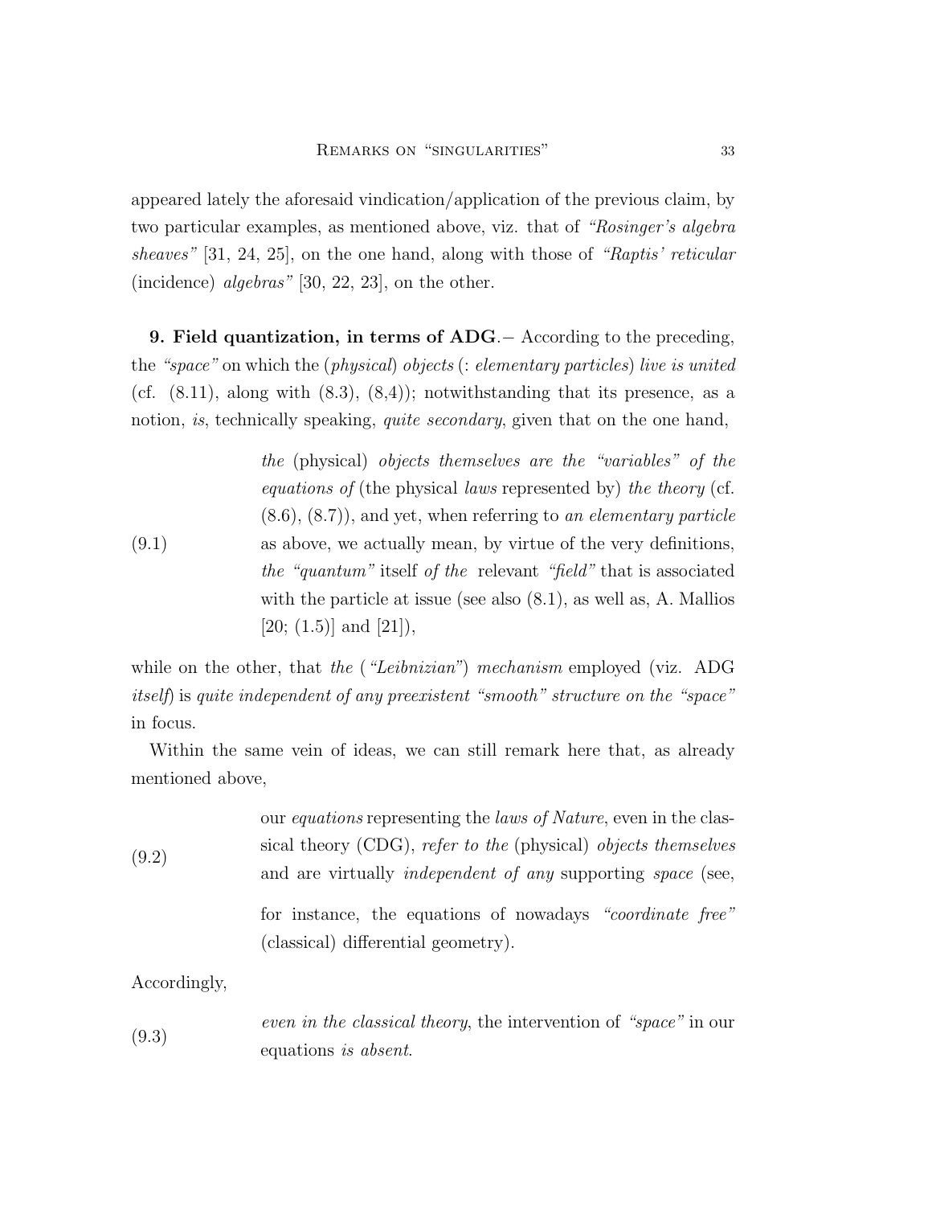appeared lately the aforesaid vindication/application of the previous claim, by two particular examples, as mentioned above, viz. that of *"Rosinger's algebra sheaves"* [31, 24, 25], on the one hand, along with those of *"Raptis' reticular* (incidence) *algebras"* [30, 22, 23], on the other.

**9. Field quantization, in terms of ADG**.– According to the preceding, the *"space"* on which the (*physical*) *objects* (: *elementary particles*) *live is united* (cf. (8.11), along with (8.3), (8,4)); notwithstanding that its presence, as a notion, *is*, technically speaking, *quite secondary*, given that on the one hand,

(9.1) *the* (physical) *objects themselves are the "variables" of the equations of* (the physical *laws* represented by) *the theory* (cf. (8.6), (8.7)), and yet, when referring to *an elementary particle* as above, we actually mean, by virtue of the very definitions, *the "quantum"* itself *of the* relevant *"field"* that is associated with the particle at issue (see also (8.1), as well as, A. Mallios [20; (1.5)] and [21]),

while on the other, that *the* (*"Leibnizian"*) *mechanism* employed (viz. ADG *itself*) is *quite independent of any preexistent "smooth" structure on the "space"* in focus.

Within the same vein of ideas, we can still remark here that, as already mentioned above,

(9.2) our *equations* representing the *laws of Nature*, even in the classical theory (CDG), *refer to the* (physical) *objects themselves* and are virtually *independent of any* supporting *space* (see, for instance, the equations of nowadays *"coordinate free"* (classical) differential geometry).

Accordingly,

(9.3) *even in the classical theory*, the intervention of *"space"* in our equations *is absent*.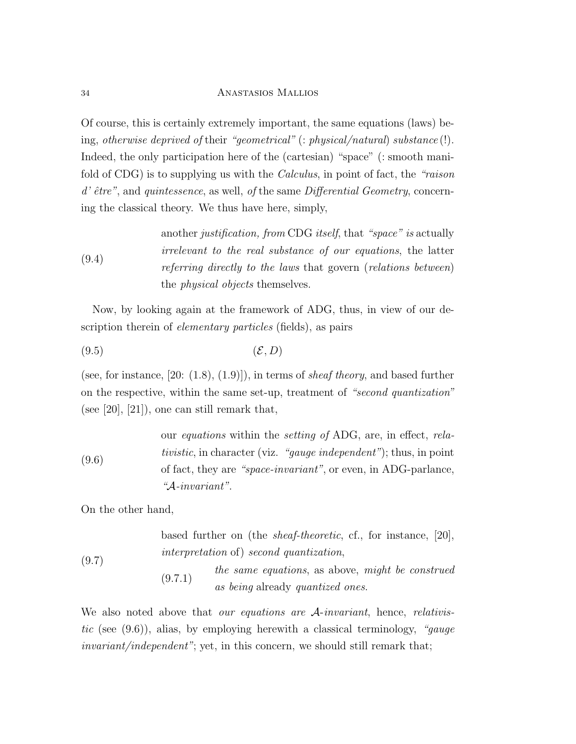Of course, this is certainly extremely important, the same equations (laws) being, *otherwise deprived of* their *"geometrical"* (: *physical/natural*) *substance* (!). Indeed, the only participation here of the (cartesian) "space" (: smooth manifold of CDG) is to supplying us with the *Calculus*, in point of fact, the *"raison d' être"*, and *quintessence*, as well, *of* the same *Differential Geometry*, concerning the classical theory. We thus have here, simply,

(9.4) another *justification, from* CDG *itself*, that *"space" is* actually *irrelevant to the real substance of our equations*, the latter *referring directly to the laws* that govern (*relations between*) the *physical objects* themselves.

Now, by looking again at the framework of ADG, thus, in view of our description therein of *elementary particles* (fields), as pairs

$$(\mathcal{E}, D) \tag{9.5}$$

(see, for instance, [20: (1.8), (1.9)]), in terms of *sheaf theory*, and based further on the respective, within the same set-up, treatment of *"second quantization"* (see [20], [21]), one can still remark that,

(9.6) our *equations* within the *setting of* ADG, are, in effect, *relativistic*, in character (viz. *"gauge independent"*); thus, in point of fact, they are *"space-invariant"*, or even, in ADG-parlance, *"$\mathcal{A}$-invariant"*.

On the other hand,

(9.7) based further on (the *sheaf-theoretic*, cf., for instance, [20], *interpretation* of) *second quantization*,

(9.7.1) *the same equations*, as above, *might be construed as being* already *quantized ones*.

We also noted above that *our equations are $\mathcal{A}$-invariant*, hence, *relativistic* (see (9.6)), alias, by employing herewith a classical terminology, *"gauge invariant/independent"*; yet, in this concern, we should still remark that;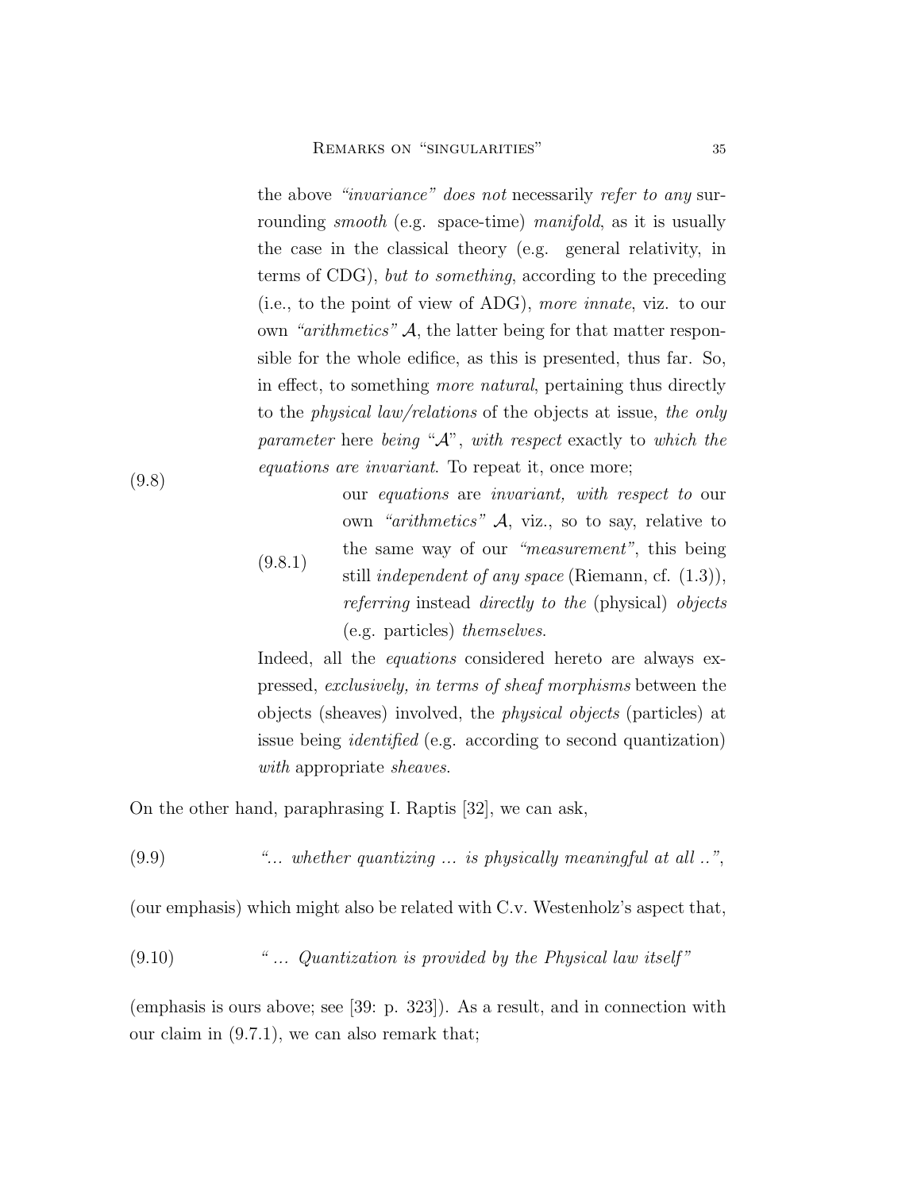the above *"invariance" does not* necessarily *refer to any* surrounding *smooth* (e.g. space-time) *manifold*, as it is usually the case in the classical theory (e.g. general relativity, in terms of CDG), *but to something*, according to the preceding (i.e., to the point of view of ADG), *more innate*, viz. to our own *"arithmetics"* $\mathcal{A}$, the latter being for that matter responsible for the whole edifice, as this is presented, thus far. So, in effect, to something *more natural*, pertaining thus directly to the *physical law/relations* of the objects at issue, *the only parameter* here *being* "$\mathcal{A}$", *with respect* exactly to *which the equations are invariant*. To repeat it, once more;

(9.8)

(9.8.1) our *equations* are *invariant, with respect to* our own *"arithmetics"* $\mathcal{A}$, viz., so to say, relative to the same way of our *"measurement"*, this being still *independent of any space* (Riemann, cf. (1.3)), *referring* instead *directly to the* (physical) *objects* (e.g. particles) *themselves.*

Indeed, all the *equations* considered hereto are always expressed, *exclusively, in terms of sheaf morphisms* between the objects (sheaves) involved, the *physical objects* (particles) at issue being *identified* (e.g. according to second quantization) *with* appropriate *sheaves*.

On the other hand, paraphrasing I. Raptis [32], we can ask,

(9.9) *"... whether quantizing ... is physically meaningful at all .."*,

(our emphasis) which might also be related with C.v. Westenholz's aspect that,

(9.10) *" ... Quantization is provided by the Physical law itself"*

(emphasis is ours above; see [39: p. 323]). As a result, and in connection with our claim in (9.7.1), we can also remark that;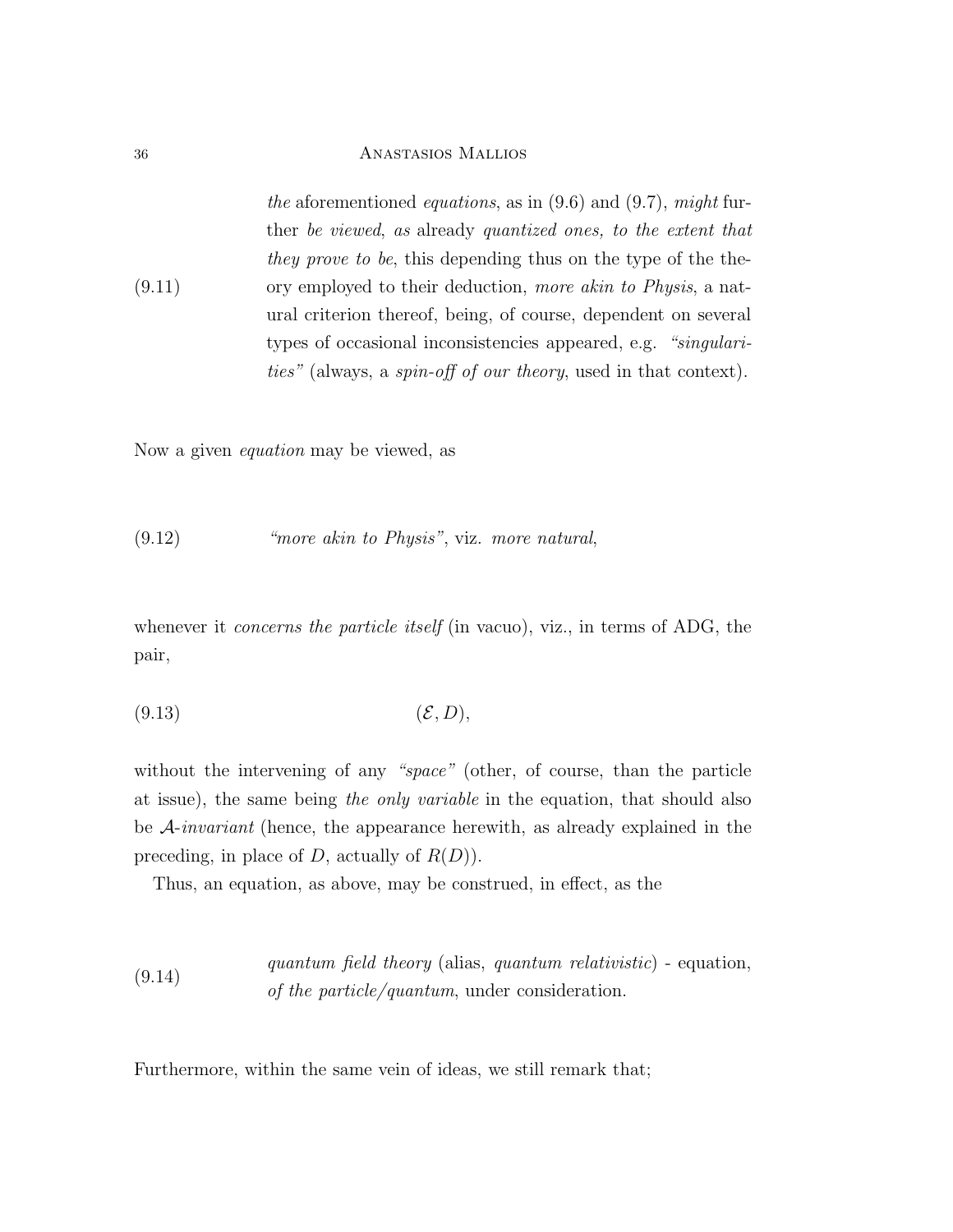$$(9.11)\qquad \text{}$$

*the* aforementioned *equations*, as in (9.6) and (9.7), *might* further *be viewed*, *as* already *quantized ones, to the extent that they prove to be*, this depending thus on the type of the theory employed to their deduction, *more akin to Physis*, a natural criterion thereof, being, of course, dependent on several types of occasional inconsistencies appeared, e.g. *"singularities"* (always, a *spin-off of our theory*, used in that context). (9.11)

Now a given *equation* may be viewed, as

(9.12) *"more akin to Physis"*, viz. *more natural*,

whenever it *concerns the particle itself* (in vacuo), viz., in terms of ADG, the pair,

$$(\mathcal{E}, D), \tag{9.13}$$

without the intervening of any *"space"* (other, of course, than the particle at issue), the same being *the only variable* in the equation, that should also be $\mathcal{A}$-*invariant* (hence, the appearance herewith, as already explained in the preceding, in place of $D$, actually of $R(D)$).

Thus, an equation, as above, may be construed, in effect, as the

(9.14) *quantum field theory* (alias, *quantum relativistic*) - equation, *of the particle/quantum*, under consideration.

Furthermore, within the same vein of ideas, we still remark that;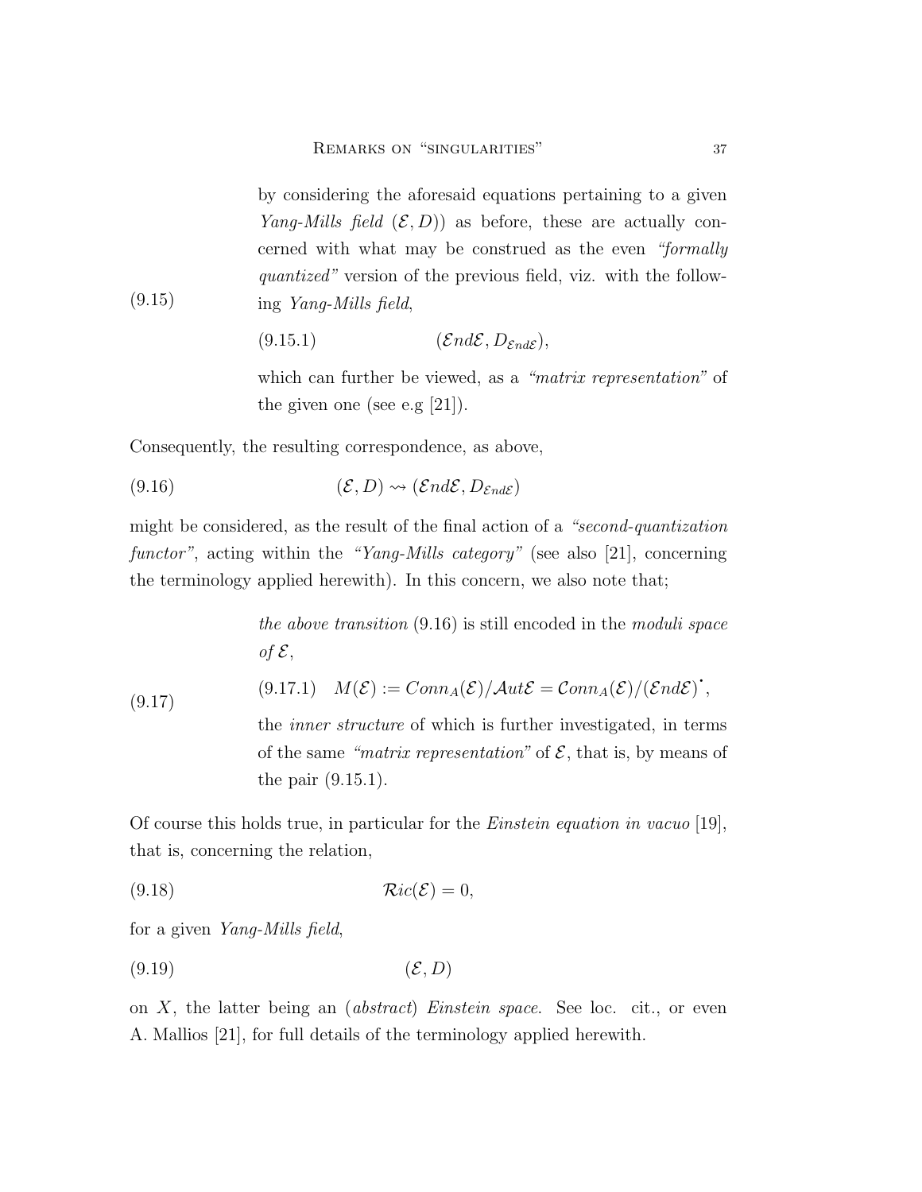(9.15) by considering the aforesaid equations pertaining to a given *Yang-Mills field* $(\mathcal{E}, D)$) as before, these are actually concerned with what may be construed as the even *"formally quantized"* version of the previous field, viz. with the following *Yang-Mills field*,

$$(\mathcal{E}nd\mathcal{E}, D_{\mathcal{E}nd\mathcal{E}}), \tag{9.15.1}$$

which can further be viewed, as a *"matrix representation"* of the given one (see e.g [21]).

Consequently, the resulting correspondence, as above,

$$(\mathcal{E}, D) \rightsquigarrow (\mathcal{E}nd\mathcal{E}, D_{\mathcal{E}nd\mathcal{E}}) \tag{9.16}$$

might be considered, as the result of the final action of a *"second-quantization functor"*, acting within the *"Yang-Mills category"* (see also [21], concerning the terminology applied herewith). In this concern, we also note that;

(9.17) *the above transition* (9.16) is still encoded in the *moduli space of* $\mathcal{E}$,

$$M(\mathcal{E}) := Conn_{\mathcal{A}}(\mathcal{E})/\mathcal{A}ut\mathcal{E} = \mathcal{C}onn_{\mathcal{A}}(\mathcal{E})/(\mathcal{E}nd\mathcal{E})^{\bullet}, \tag{9.17.1}$$

the *inner structure* of which is further investigated, in terms of the same *"matrix representation"* of $\mathcal{E}$, that is, by means of the pair (9.15.1).

Of course this holds true, in particular for the *Einstein equation in vacuo* [19], that is, concerning the relation,

$$\mathcal{R}ic(\mathcal{E}) = 0, \tag{9.18}$$

for a given *Yang-Mills field*,

$$(\mathcal{E}, D) \tag{9.19}$$

on $X$, the latter being an (*abstract*) *Einstein space*. See loc. cit., or even A. Mallios [21], for full details of the terminology applied herewith.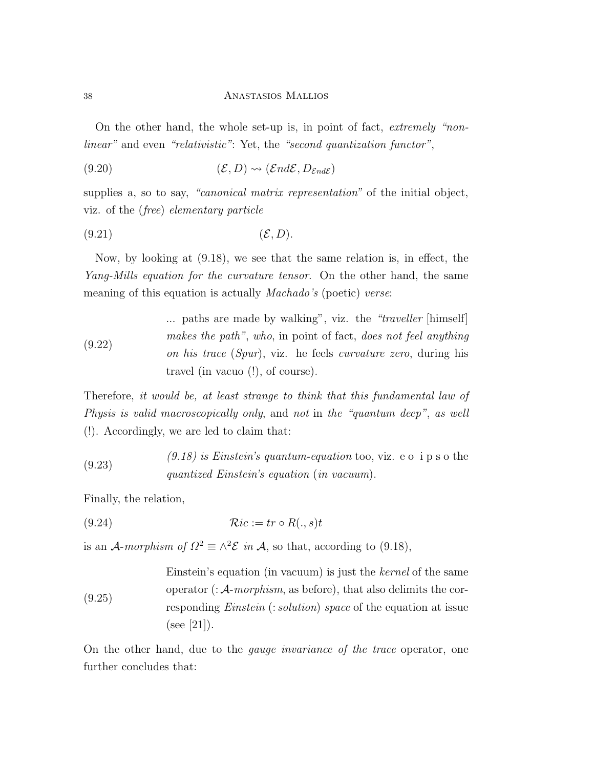On the other hand, the whole set-up is, in point of fact, *extremely "non-linear"* and even *"relativistic"*: Yet, the *"second quantization functor"*,

$$(\mathcal{E}, D) \rightsquigarrow (\mathcal{E}nd\mathcal{E}, D_{\mathcal{E}nd\mathcal{E}}) \tag{9.20}$$

supplies a, so to say, *"canonical matrix representation"* of the initial object, viz. of the (*free*) *elementary particle*

$$(\mathcal{E}, D). \tag{9.21}$$

Now, by looking at (9.18), we see that the same relation is, in effect, the *Yang-Mills equation for the curvature tensor*. On the other hand, the same meaning of this equation is actually *Machado's* (poetic) *verse*:

(9.22) ... paths are made by walking", viz. the *"traveller* [himself] *makes the path"*, *who*, in point of fact, *does not feel anything on his trace* (*Spur*), viz. he feels *curvature zero*, during his travel (in vacuo (!), of course).

Therefore, *it would be, at least strange to think that this fundamental law of Physis is valid macroscopically only*, and *not* in *the "quantum deep"*, *as well* (!). Accordingly, we are led to claim that:

(9.23) *(9.18) is Einstein's quantum-equation* too, viz. e o i p s o the *quantized Einstein's equation* (*in vacuum*).

Finally, the relation,

$$\mathcal{R}ic := tr \circ R(.,s)t \tag{9.24}$$

is an $\mathcal{A}$-*morphism of* $\Omega^2 \equiv \wedge^2\mathcal{E}$ *in* $\mathcal{A}$, so that, according to (9.18),

(9.25) Einstein's equation (in vacuum) is just the *kernel* of the same operator (: $\mathcal{A}$-*morphism*, as before), that also delimits the corresponding *Einstein* (: *solution*) *space* of the equation at issue (see [21]).

On the other hand, due to the *gauge invariance of the trace* operator, one further concludes that: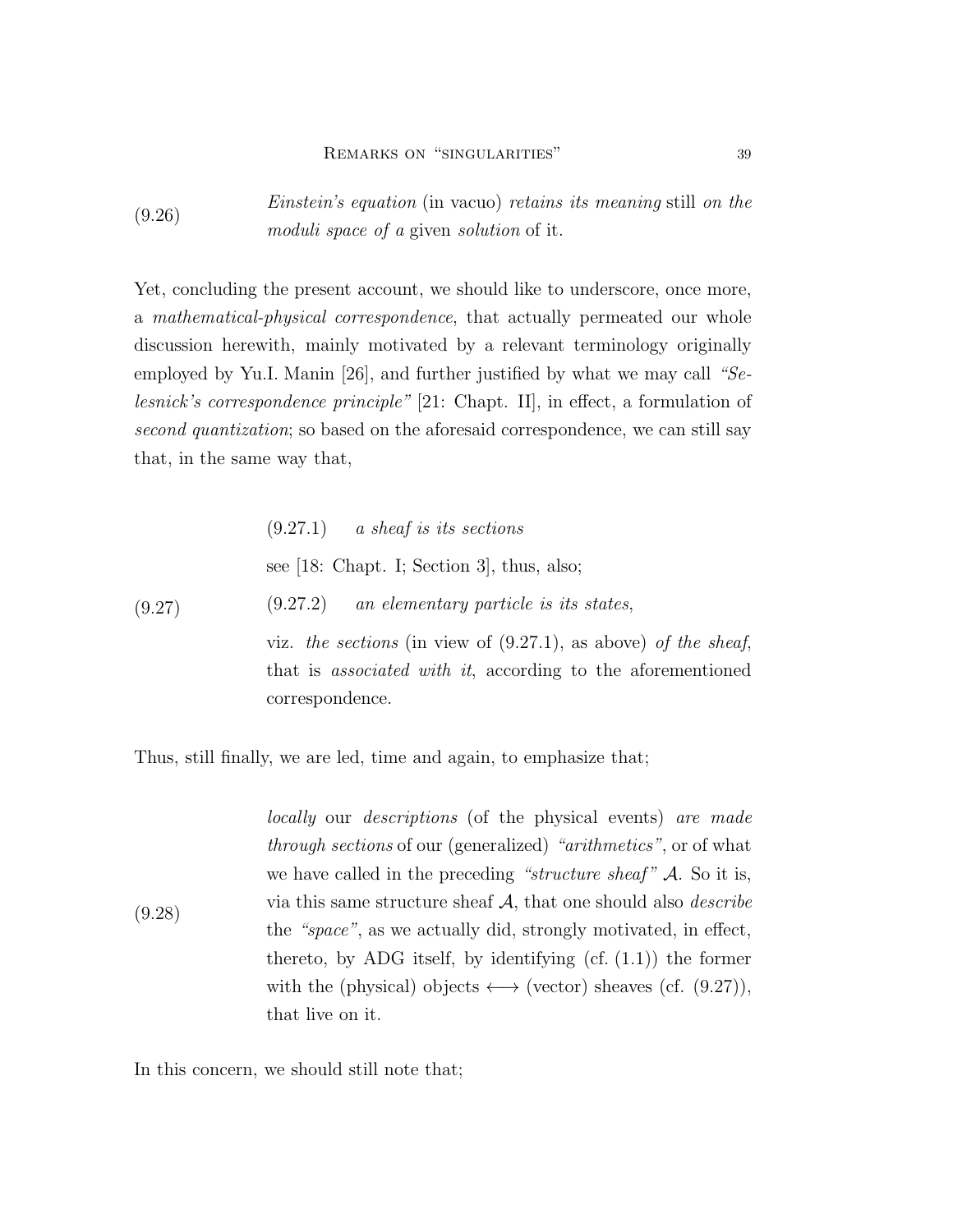(9.26) *Einstein's equation* (in vacuo) *retains its meaning* still *on the moduli space of a* given *solution* of it.

Yet, concluding the present account, we should like to underscore, once more, a *mathematical-physical correspondence*, that actually permeated our whole discussion herewith, mainly motivated by a relevant terminology originally employed by Yu.I. Manin [26], and further justified by what we may call *"Selesnick's correspondence principle"* [21: Chapt. II], in effect, a formulation of *second quantization*; so based on the aforesaid correspondence, we can still say that, in the same way that,

(9.27)

(9.27.1) *a sheaf is its sections*

see [18: Chapt. I; Section 3], thus, also;

(9.27.2) *an elementary particle is its states*,

viz. *the sections* (in view of (9.27.1), as above) *of the sheaf*, that is *associated with it*, according to the aforementioned correspondence.

Thus, still finally, we are led, time and again, to emphasize that;

(9.28) *locally* our *descriptions* (of the physical events) *are made through sections* of our (generalized) *"arithmetics"*, or of what we have called in the preceding *"structure sheaf"* $\mathcal{A}$. So it is, via this same structure sheaf $\mathcal{A}$, that one should also *describe* the *"space"*, as we actually did, strongly motivated, in effect, thereto, by ADG itself, by identifying (cf. (1.1)) the former with the (physical) objects $\longleftrightarrow$ (vector) sheaves (cf. (9.27)), that live on it.

In this concern, we should still note that;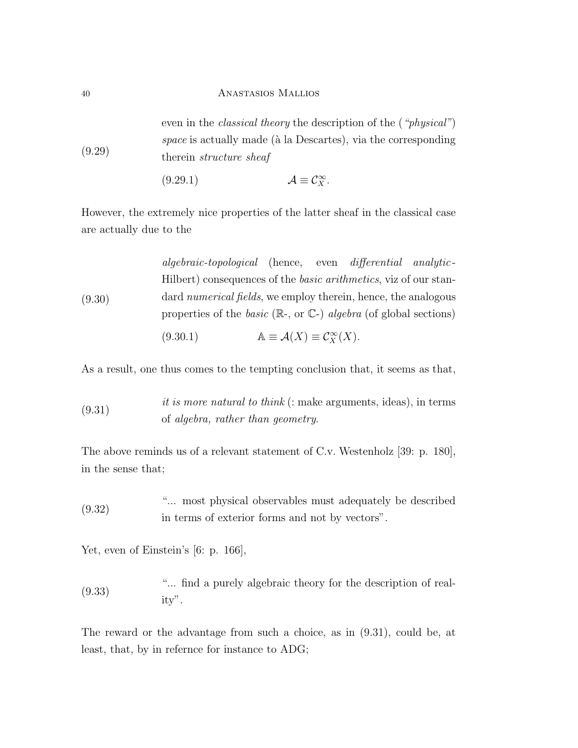(9.29) even in the *classical theory* the description of the (*"physical"*) *space* is actually made (à la Descartes), via the corresponding therein *structure sheaf*

$$\mathcal{A} \equiv \mathcal{C}_X^\infty. \tag{9.29.1}$$

However, the extremely nice properties of the latter sheaf in the classical case are actually due to the

(9.30) *algebraic-topological* (hence, even *differential analytic*-Hilbert) consequences of the *basic arithmetics*, viz of our standard *numerical fields*, we employ therein, hence, the analogous properties of the *basic* ($\mathbb{R}$-, or $\mathbb{C}$-) *algebra* (of global sections)

$$\mathbb{A} \equiv \mathcal{A}(X) \equiv \mathcal{C}_X^\infty(X). \tag{9.30.1}$$

As a result, one thus comes to the tempting conclusion that, it seems as that,

(9.31) *it is more natural to think* (: make arguments, ideas), in terms of *algebra, rather than geometry*.

The above reminds us of a relevant statement of C.v. Westenholz [39: p. 180], in the sense that;

(9.32) "... most physical observables must adequately be described in terms of exterior forms and not by vectors".

Yet, even of Einstein's [6: p. 166],

(9.33) "... find a purely algebraic theory for the description of reality".

The reward or the advantage from such a choice, as in (9.31), could be, at least, that, by in refernce for instance to ADG;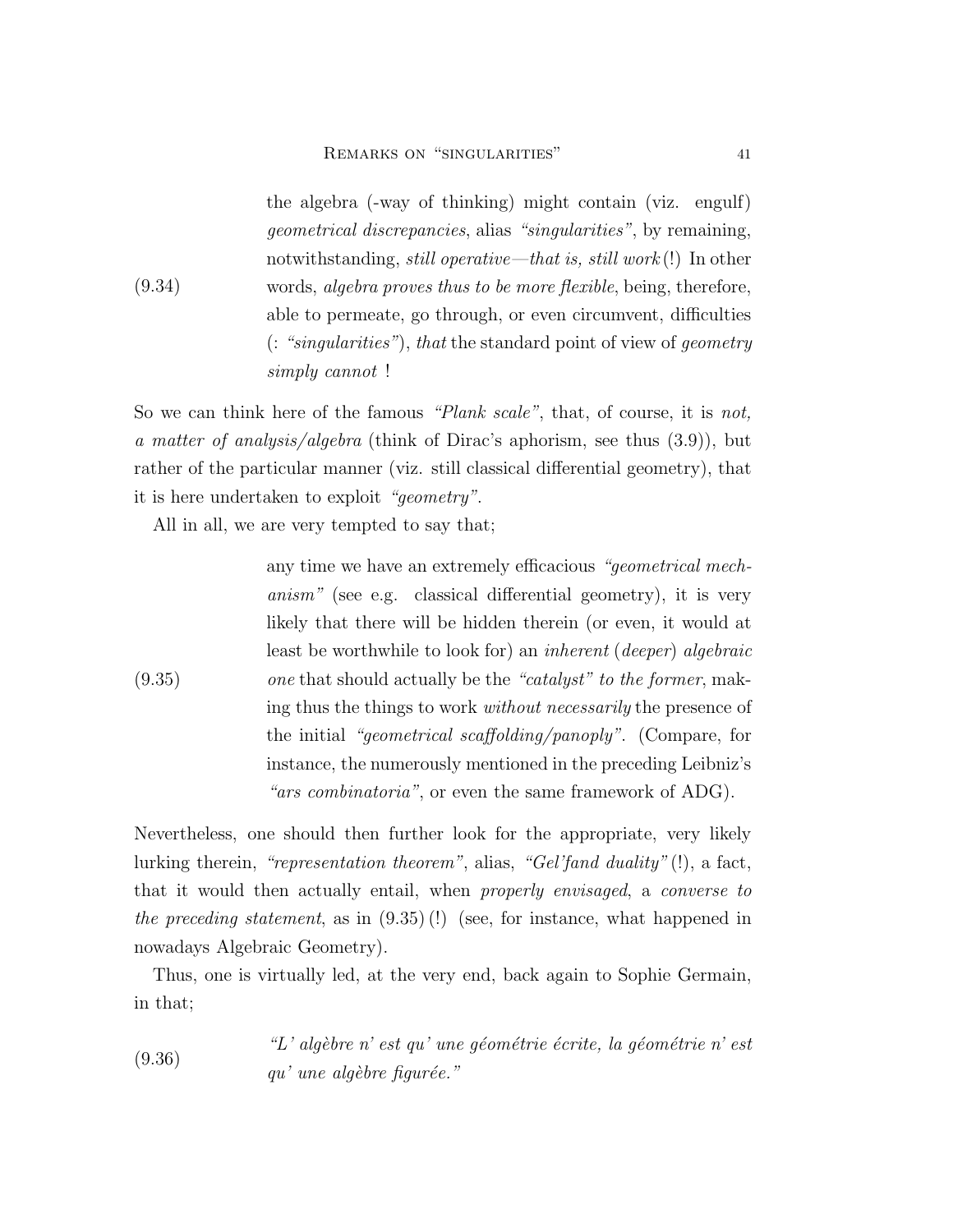(9.34) the algebra (-way of thinking) might contain (viz. engulf) *geometrical discrepancies*, alias *"singularities"*, by remaining, notwithstanding, *still operative—that is, still work* (!) In other words, *algebra proves thus to be more flexible*, being, therefore, able to permeate, go through, or even circumvent, difficulties (: *"singularities"*), *that* the standard point of view of *geometry simply cannot* !

So we can think here of the famous *"Plank scale"*, that, of course, it is *not, a matter of analysis/algebra* (think of Dirac's aphorism, see thus (3.9)), but rather of the particular manner (viz. still classical differential geometry), that it is here undertaken to exploit *"geometry"*.

All in all, we are very tempted to say that;

(9.35) any time we have an extremely efficacious *"geometrical mechanism"* (see e.g. classical differential geometry), it is very likely that there will be hidden therein (or even, it would at least be worthwhile to look for) an *inherent* (*deeper*) *algebraic one* that should actually be the *"catalyst" to the former*, making thus the things to work *without necessarily* the presence of the initial *"geometrical scaffolding/panoply"*. (Compare, for instance, the numerously mentioned in the preceding Leibniz's *"ars combinatoria"*, or even the same framework of ADG).

Nevertheless, one should then further look for the appropriate, very likely lurking therein, *"representation theorem"*, alias, *"Gel'fand duality"* (!), a fact, that it would then actually entail, when *properly envisaged*, a *converse to the preceding statement*, as in (9.35) (!) (see, for instance, what happened in nowadays Algebraic Geometry).

Thus, one is virtually led, at the very end, back again to Sophie Germain, in that;

(9.36) *"L' algèbre n' est qu' une géométrie écrite, la géométrie n' est qu' une algèbre figurée."*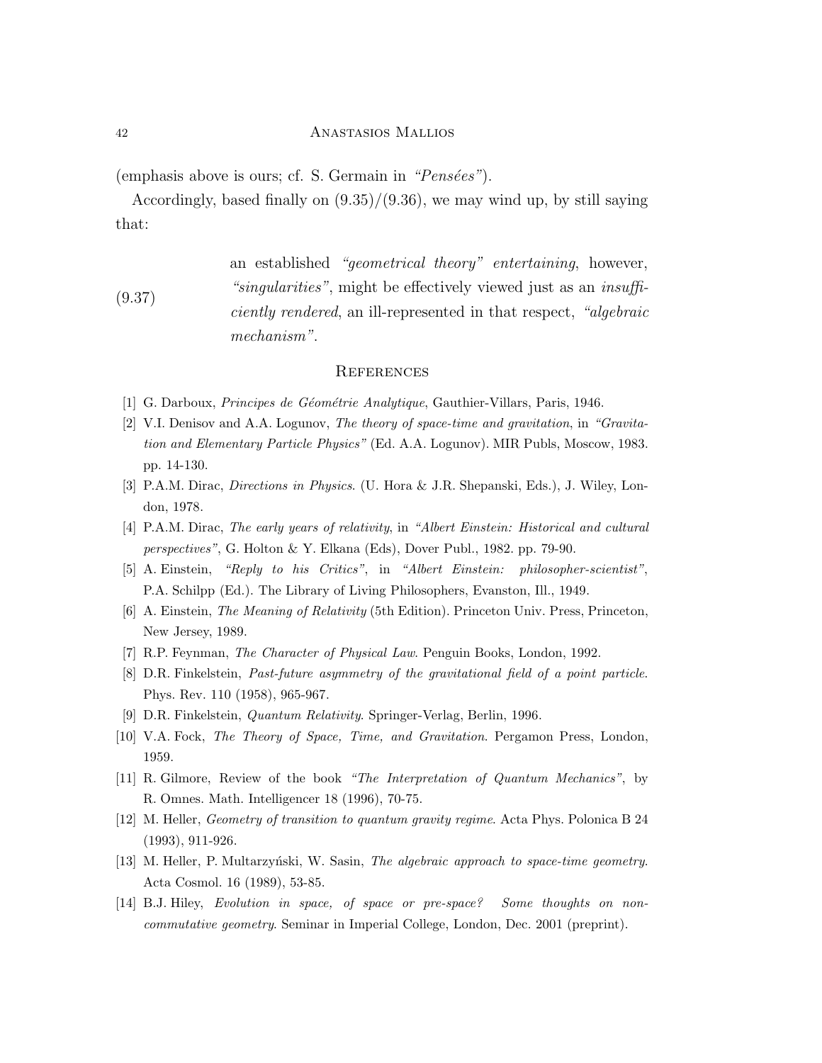(emphasis above is ours; cf. S. Germain in *"Pensées"*).

Accordingly, based finally on (9.35)/(9.36), we may wind up, by still saying that:

(9.37) an established *"geometrical theory" entertaining*, however, *"singularities"*, might be effectively viewed just as an *insufficiently rendered*, an ill-represented in that respect, *"algebraic mechanism"*.

## References

[1] G. Darboux, *Principes de Géométrie Analytique*, Gauthier-Villars, Paris, 1946.

[2] V.I. Denisov and A.A. Logunov, *The theory of space-time and gravitation*, in *"Gravitation and Elementary Particle Physics"* (Ed. A.A. Logunov). MIR Publs, Moscow, 1983. pp. 14-130.

[3] P.A.M. Dirac, *Directions in Physics*. (U. Hora & J.R. Shepanski, Eds.), J. Wiley, London, 1978.

[4] P.A.M. Dirac, *The early years of relativity*, in *"Albert Einstein: Historical and cultural perspectives"*, G. Holton & Y. Elkana (Eds), Dover Publ., 1982. pp. 79-90.

[5] A. Einstein, *"Reply to his Critics"*, in *"Albert Einstein: philosopher-scientist"*, P.A. Schilpp (Ed.). The Library of Living Philosophers, Evanston, Ill., 1949.

[6] A. Einstein, *The Meaning of Relativity* (5th Edition). Princeton Univ. Press, Princeton, New Jersey, 1989.

[7] R.P. Feynman, *The Character of Physical Law*. Penguin Books, London, 1992.

[8] D.R. Finkelstein, *Past-future asymmetry of the gravitational field of a point particle*. Phys. Rev. 110 (1958), 965-967.

[9] D.R. Finkelstein, *Quantum Relativity*. Springer-Verlag, Berlin, 1996.

[10] V.A. Fock, *The Theory of Space, Time, and Gravitation*. Pergamon Press, London, 1959.

[11] R. Gilmore, Review of the book *"The Interpretation of Quantum Mechanics"*, by R. Omnes. Math. Intelligencer 18 (1996), 70-75.

[12] M. Heller, *Geometry of transition to quantum gravity regime*. Acta Phys. Polonica B 24 (1993), 911-926.

[13] M. Heller, P. Multarzyński, W. Sasin, *The algebraic approach to space-time geometry*. Acta Cosmol. 16 (1989), 53-85.

[14] B.J. Hiley, *Evolution in space, of space or pre-space? Some thoughts on non-commutative geometry*. Seminar in Imperial College, London, Dec. 2001 (preprint).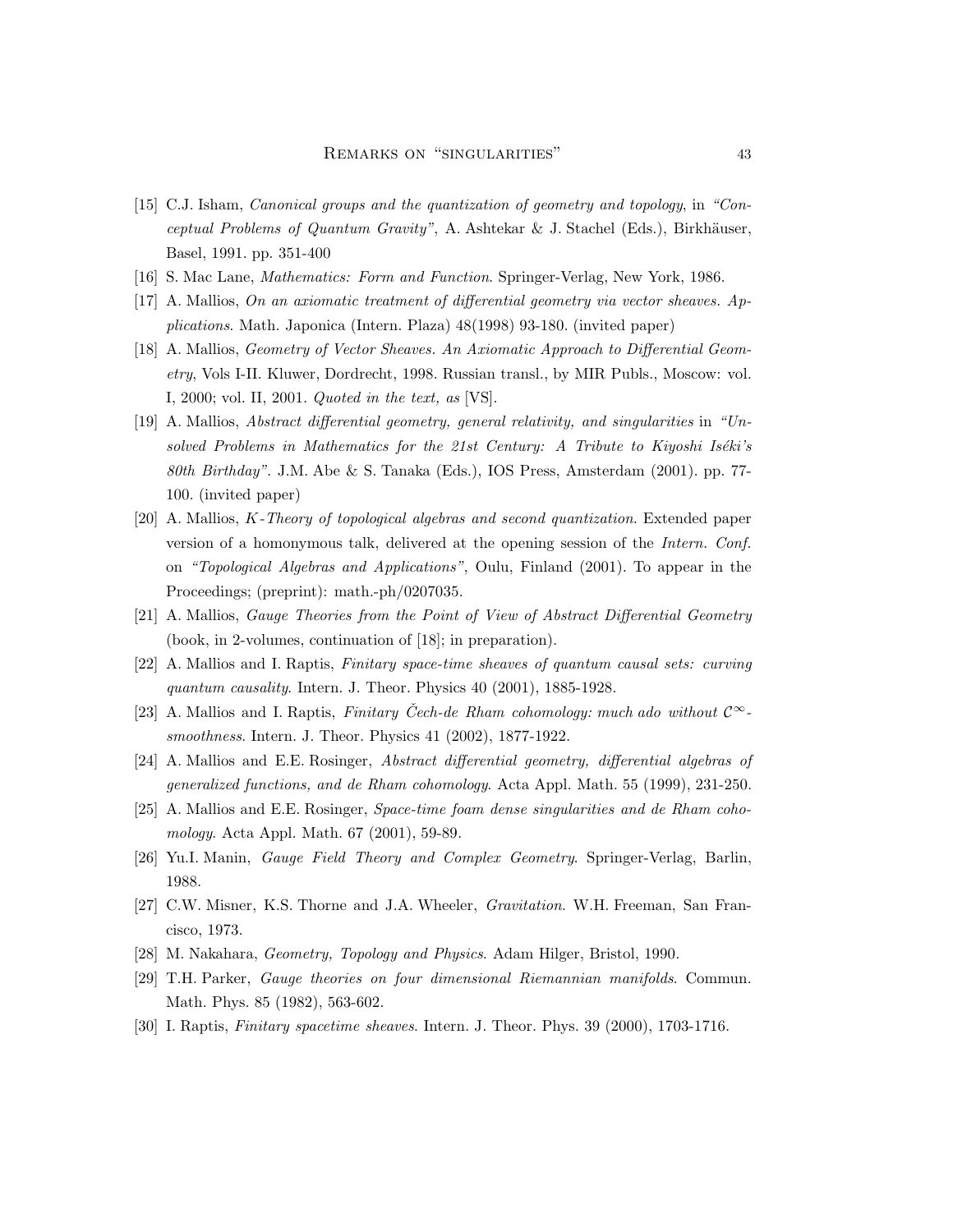[15] C.J. Isham, *Canonical groups and the quantization of geometry and topology*, in *"Conceptual Problems of Quantum Gravity"*, A. Ashtekar & J. Stachel (Eds.), Birkhäuser, Basel, 1991. pp. 351-400

[16] S. Mac Lane, *Mathematics: Form and Function*. Springer-Verlag, New York, 1986.

[17] A. Mallios, *On an axiomatic treatment of differential geometry via vector sheaves. Applications*. Math. Japonica (Intern. Plaza) 48(1998) 93-180. (invited paper)

[18] A. Mallios, *Geometry of Vector Sheaves. An Axiomatic Approach to Differential Geometry*, Vols I-II. Kluwer, Dordrecht, 1998. Russian transl., by MIR Publs., Moscow: vol. I, 2000; vol. II, 2001. *Quoted in the text, as* [VS].

[19] A. Mallios, *Abstract differential geometry, general relativity, and singularities* in *"Unsolved Problems in Mathematics for the 21st Century: A Tribute to Kiyoshi Iséki's 80th Birthday"*. J.M. Abe & S. Tanaka (Eds.), IOS Press, Amsterdam (2001). pp. 77-100. (invited paper)

[20] A. Mallios, *K-Theory of topological algebras and second quantization*. Extended paper version of a homonymous talk, delivered at the opening session of the *Intern. Conf.* on *"Topological Algebras and Applications"*, Oulu, Finland (2001). To appear in the Proceedings; (preprint): math.-ph/0207035.

[21] A. Mallios, *Gauge Theories from the Point of View of Abstract Differential Geometry* (book, in 2-volumes, continuation of [18]; in preparation).

[22] A. Mallios and I. Raptis, *Finitary space-time sheaves of quantum causal sets: curving quantum causality*. Intern. J. Theor. Physics 40 (2001), 1885-1928.

[23] A. Mallios and I. Raptis, *Finitary Čech-de Rham cohomology: much ado without $\mathcal{C}^\infty$-smoothness*. Intern. J. Theor. Physics 41 (2002), 1877-1922.

[24] A. Mallios and E.E. Rosinger, *Abstract differential geometry, differential algebras of generalized functions, and de Rham cohomology*. Acta Appl. Math. 55 (1999), 231-250.

[25] A. Mallios and E.E. Rosinger, *Space-time foam dense singularities and de Rham cohomology*. Acta Appl. Math. 67 (2001), 59-89.

[26] Yu.I. Manin, *Gauge Field Theory and Complex Geometry*. Springer-Verlag, Barlin, 1988.

[27] C.W. Misner, K.S. Thorne and J.A. Wheeler, *Gravitation*. W.H. Freeman, San Francisco, 1973.

[28] M. Nakahara, *Geometry, Topology and Physics*. Adam Hilger, Bristol, 1990.

[29] T.H. Parker, *Gauge theories on four dimensional Riemannian manifolds*. Commun. Math. Phys. 85 (1982), 563-602.

[30] I. Raptis, *Finitary spacetime sheaves*. Intern. J. Theor. Phys. 39 (2000), 1703-1716.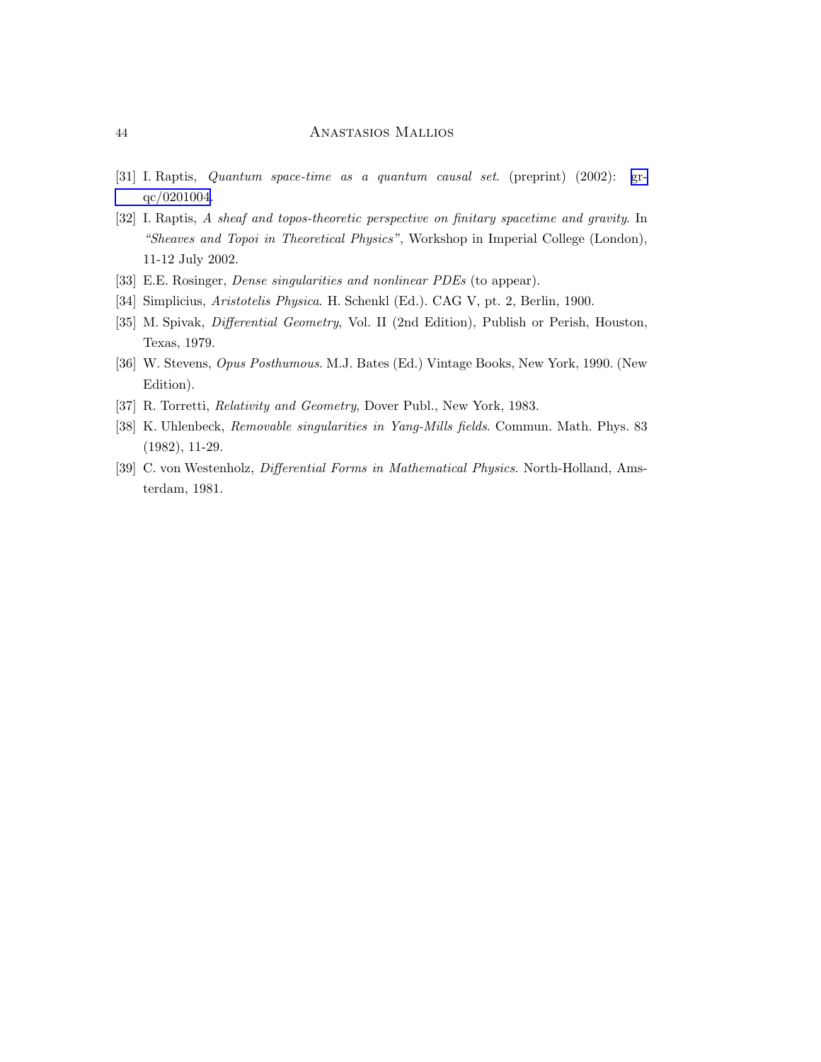[31] I. Raptis, *Quantum space-time as a quantum causal set*. (preprint) (2002): gr-qc/0201004.

[32] I. Raptis, *A sheaf and topos-theoretic perspective on finitary spacetime and gravity*. In *"Sheaves and Topoi in Theoretical Physics"*, Workshop in Imperial College (London), 11-12 July 2002.

[33] E.E. Rosinger, *Dense singularities and nonlinear PDEs* (to appear).

[34] Simplicius, *Aristotelis Physica*. H. Schenkl (Ed.). CAG V, pt. 2, Berlin, 1900.

[35] M. Spivak, *Differential Geometry*, Vol. II (2nd Edition), Publish or Perish, Houston, Texas, 1979.

[36] W. Stevens, *Opus Posthumous*. M.J. Bates (Ed.) Vintage Books, New York, 1990. (New Edition).

[37] R. Torretti, *Relativity and Geometry*, Dover Publ., New York, 1983.

[38] K. Uhlenbeck, *Removable singularities in Yang-Mills fields*. Commun. Math. Phys. 83 (1982), 11-29.

[39] C. von Westenholz, *Differential Forms in Mathematical Physics*. North-Holland, Amsterdam, 1981.